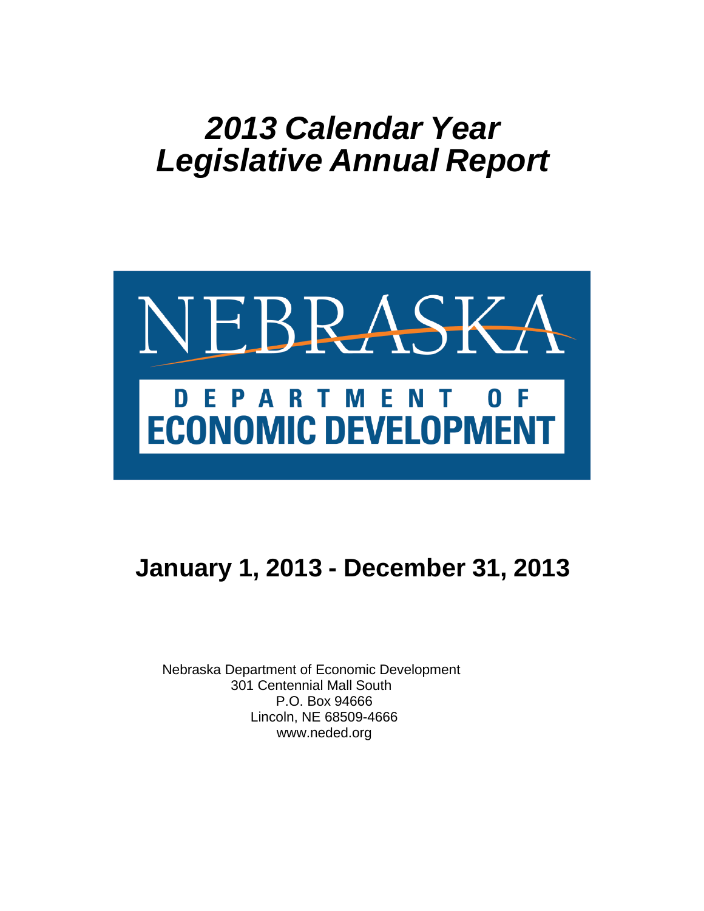# *2013 Calendar Year Legislative Annual Report*

NEBRASKA

DEPARTMENT OF ECONOMIC DEVELOPMENT

## January 1, 2013 - December 31, 2013

Nebraska Department of Economic Development
301 Centennial Mall South
P.O. Box 94666
Lincoln, NE 68509-4666
www.neded.org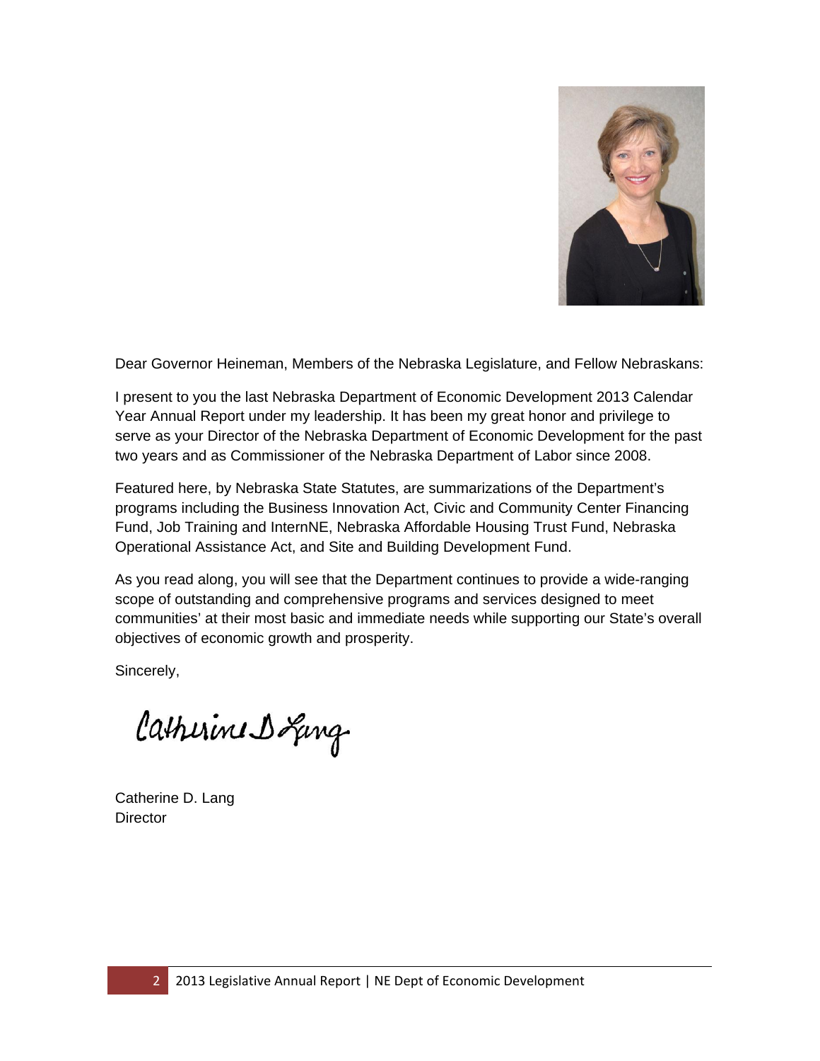Dear Governor Heineman, Members of the Nebraska Legislature, and Fellow Nebraskans:

I present to you the last Nebraska Department of Economic Development 2013 Calendar Year Annual Report under my leadership. It has been my great honor and privilege to serve as your Director of the Nebraska Department of Economic Development for the past two years and as Commissioner of the Nebraska Department of Labor since 2008.

Featured here, by Nebraska State Statutes, are summarizations of the Department's programs including the Business Innovation Act, Civic and Community Center Financing Fund, Job Training and InternNE, Nebraska Affordable Housing Trust Fund, Nebraska Operational Assistance Act, and Site and Building Development Fund.

As you read along, you will see that the Department continues to provide a wide-ranging scope of outstanding and comprehensive programs and services designed to meet communities' at their most basic and immediate needs while supporting our State's overall objectives of economic growth and prosperity.

Sincerely,

Catherine D Lang

Catherine D. Lang
Director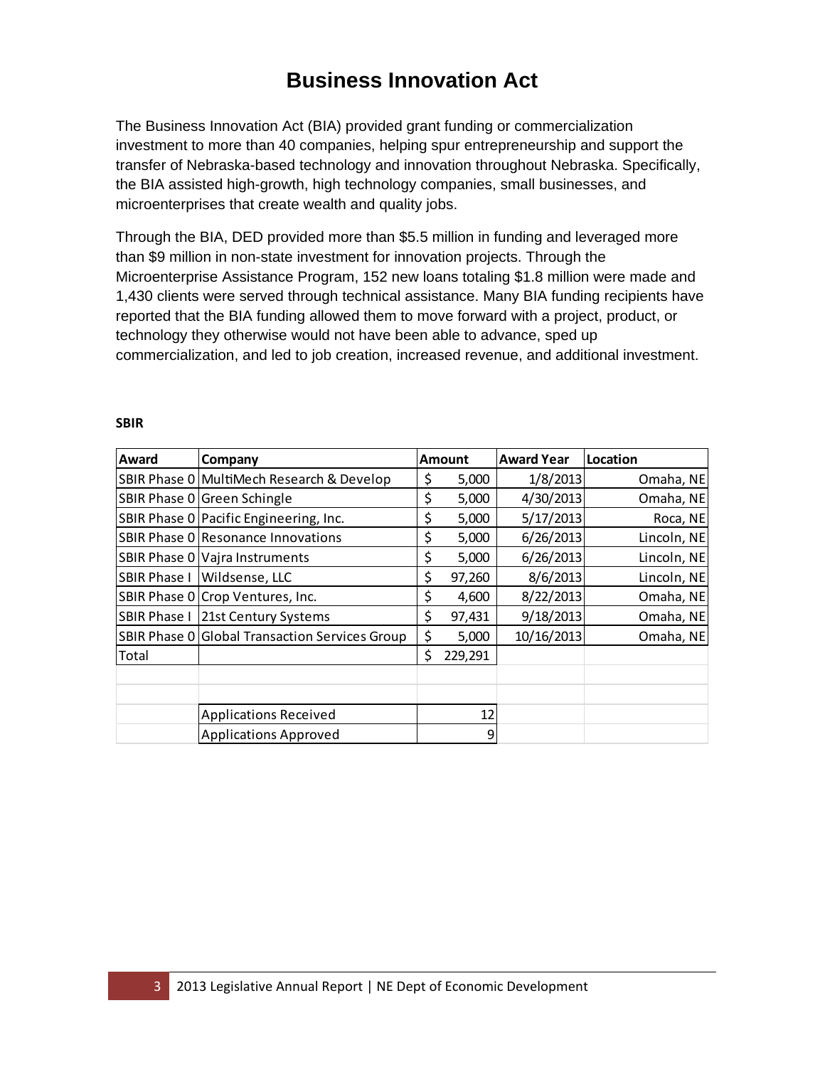# Business Innovation Act

The Business Innovation Act (BIA) provided grant funding or commercialization investment to more than 40 companies, helping spur entrepreneurship and support the transfer of Nebraska-based technology and innovation throughout Nebraska. Specifically, the BIA assisted high-growth, high technology companies, small businesses, and microenterprises that create wealth and quality jobs.

Through the BIA, DED provided more than $5.5 million in funding and leveraged more than $9 million in non-state investment for innovation projects. Through the Microenterprise Assistance Program, 152 new loans totaling $1.8 million were made and 1,430 clients were served through technical assistance. Many BIA funding recipients have reported that the BIA funding allowed them to move forward with a project, product, or technology they otherwise would not have been able to advance, sped up commercialization, and led to job creation, increased revenue, and additional investment.

**SBIR**

| Award | Company | Amount | Award Year | Location |
|---|---|---|---|---|
| SBIR Phase 0 | MultiMech Research & Develop | $ 5,000 | 1/8/2013 | Omaha, NE |
| SBIR Phase 0 | Green Schingle | $ 5,000 | 4/30/2013 | Omaha, NE |
| SBIR Phase 0 | Pacific Engineering, Inc. | $ 5,000 | 5/17/2013 | Roca, NE |
| SBIR Phase 0 | Resonance Innovations | $ 5,000 | 6/26/2013 | Lincoln, NE |
| SBIR Phase 0 | Vajra Instruments | $ 5,000 | 6/26/2013 | Lincoln, NE |
| SBIR Phase I | Wildsense, LLC | $ 97,260 | 8/6/2013 | Lincoln, NE |
| SBIR Phase 0 | Crop Ventures, Inc. | $ 4,600 | 8/22/2013 | Omaha, NE |
| SBIR Phase I | 21st Century Systems | $ 97,431 | 9/18/2013 | Omaha, NE |
| SBIR Phase 0 | Global Transaction Services Group | $ 5,000 | 10/16/2013 | Omaha, NE |
| Total | | $ 229,291 | | |
| | | | | |
| | | | | |
| | Applications Received | 12 | | |
| | Applications Approved | 9 | | |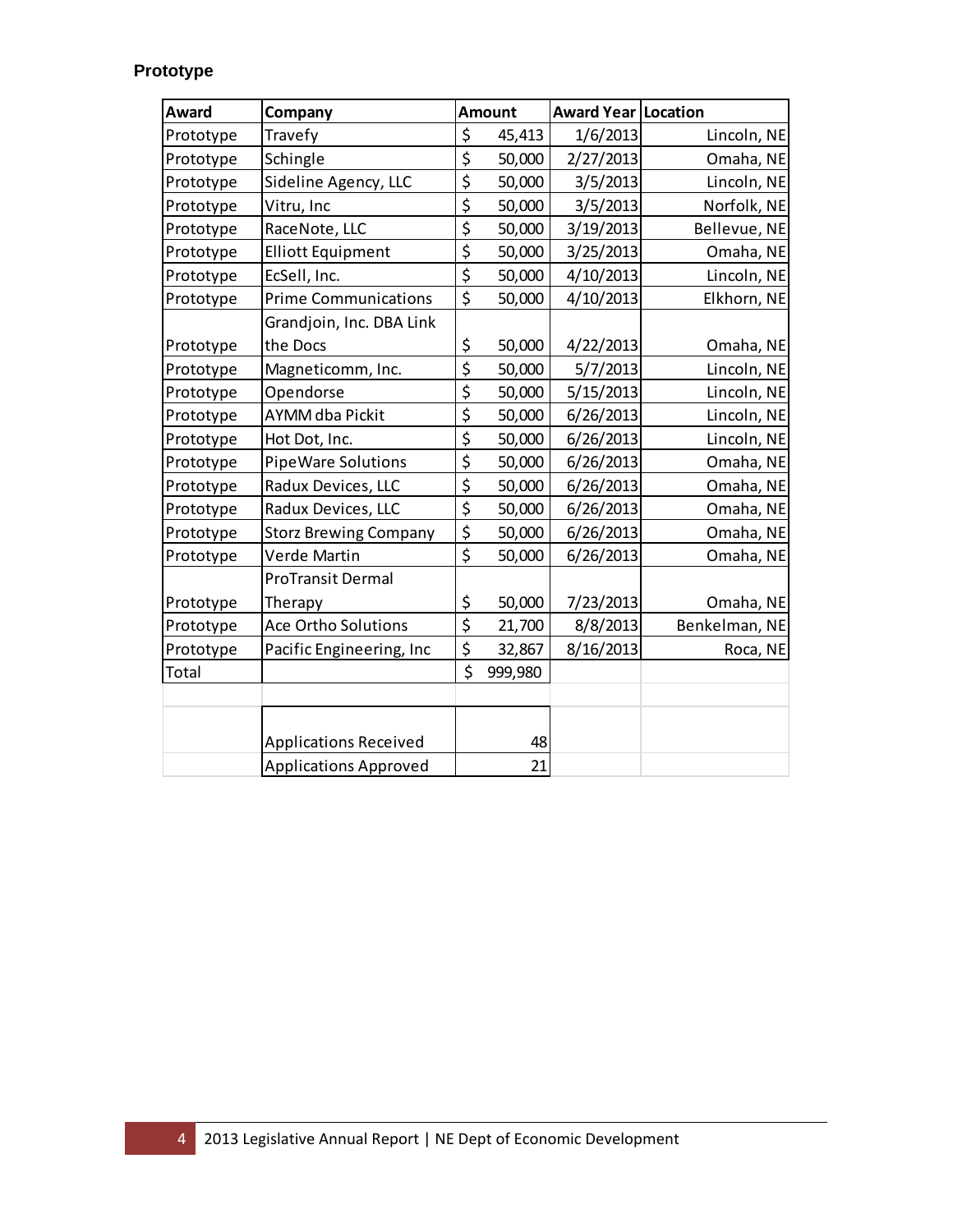### Prototype

| Award | Company | Amount | Award Year | Location |
|---|---|---|---|---|
| Prototype | Travefy | $ 45,413 | 1/6/2013 | Lincoln, NE |
| Prototype | Schingle | $ 50,000 | 2/27/2013 | Omaha, NE |
| Prototype | Sideline Agency, LLC | $ 50,000 | 3/5/2013 | Lincoln, NE |
| Prototype | Vitru, Inc | $ 50,000 | 3/5/2013 | Norfolk, NE |
| Prototype | RaceNote, LLC | $ 50,000 | 3/19/2013 | Bellevue, NE |
| Prototype | Elliott Equipment | $ 50,000 | 3/25/2013 | Omaha, NE |
| Prototype | EcSell, Inc. | $ 50,000 | 4/10/2013 | Lincoln, NE |
| Prototype | Prime Communications | $ 50,000 | 4/10/2013 | Elkhorn, NE |
| Prototype | Grandjoin, Inc. DBA Link the Docs | $ 50,000 | 4/22/2013 | Omaha, NE |
| Prototype | Magneticomm, Inc. | $ 50,000 | 5/7/2013 | Lincoln, NE |
| Prototype | Opendorse | $ 50,000 | 5/15/2013 | Lincoln, NE |
| Prototype | AYMM dba Pickit | $ 50,000 | 6/26/2013 | Lincoln, NE |
| Prototype | Hot Dot, Inc. | $ 50,000 | 6/26/2013 | Lincoln, NE |
| Prototype | PipeWare Solutions | $ 50,000 | 6/26/2013 | Omaha, NE |
| Prototype | Radux Devices, LLC | $ 50,000 | 6/26/2013 | Omaha, NE |
| Prototype | Radux Devices, LLC | $ 50,000 | 6/26/2013 | Omaha, NE |
| Prototype | Storz Brewing Company | $ 50,000 | 6/26/2013 | Omaha, NE |
| Prototype | Verde Martin | $ 50,000 | 6/26/2013 | Omaha, NE |
| Prototype | ProTransit Dermal Therapy | $ 50,000 | 7/23/2013 | Omaha, NE |
| Prototype | Ace Ortho Solutions | $ 21,700 | 8/8/2013 | Benkelman, NE |
| Prototype | Pacific Engineering, Inc | $ 32,867 | 8/16/2013 | Roca, NE |
| Total | | $ 999,980 | | |
| | | | | |
| | Applications Received | 48 | | |
| | Applications Approved | 21 | | |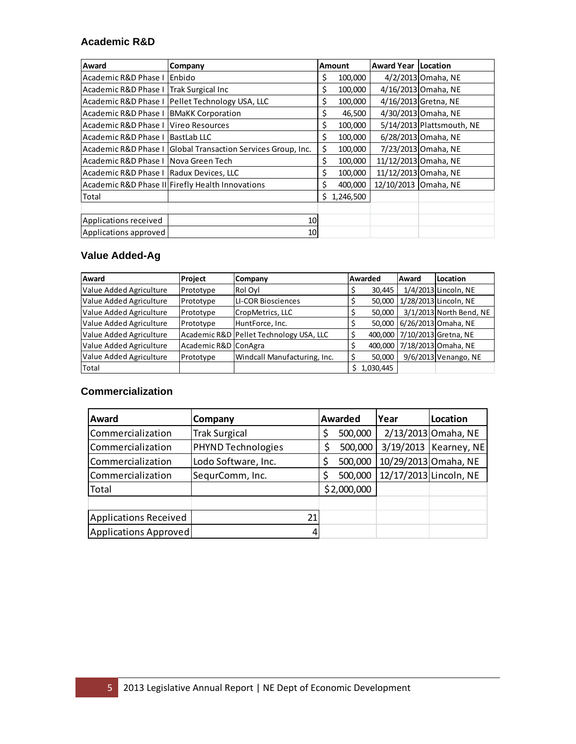### Academic R&D

| Award | Company | Amount | Award Year | Location |
|---|---|---|---|---|
| Academic R&D Phase I | Enbido | $ 100,000 | 4/2/2013 | Omaha, NE |
| Academic R&D Phase I | Trak Surgical Inc | $ 100,000 | 4/16/2013 | Omaha, NE |
| Academic R&D Phase I | Pellet Technology USA, LLC | $ 100,000 | 4/16/2013 | Gretna, NE |
| Academic R&D Phase I | BMaKK Corporation | $ 46,500 | 4/30/2013 | Omaha, NE |
| Academic R&D Phase I | Vireo Resources | $ 100,000 | 5/14/2013 | Plattsmouth, NE |
| Academic R&D Phase I | BastLab LLC | $ 100,000 | 6/28/2013 | Omaha, NE |
| Academic R&D Phase I | Global Transaction Services Group, Inc. | $ 100,000 | 7/23/2013 | Omaha, NE |
| Academic R&D Phase I | Nova Green Tech | $ 100,000 | 11/12/2013 | Omaha, NE |
| Academic R&D Phase I | Radux Devices, LLC | $ 100,000 | 11/12/2013 | Omaha, NE |
| Academic R&D Phase II | Firefly Health Innovations | $ 400,000 | 12/10/2013 | Omaha, NE |
| Total | | $ 1,246,500 | | |
| | | | | |
| Applications received | 10 | | | |
| Applications approved | 10 | | | |

### Value Added-Ag

| Award | Project | Company | Awarded | Award | Location |
|---|---|---|---|---|---|
| Value Added Agriculture | Prototype | Rol Oyl | $ 30,445 | 1/4/2013 | Lincoln, NE |
| Value Added Agriculture | Prototype | LI-COR Biosciences | $ 50,000 | 1/28/2013 | Lincoln, NE |
| Value Added Agriculture | Prototype | CropMetrics, LLC | $ 50,000 | 3/1/2013 | North Bend, NE |
| Value Added Agriculture | Prototype | HuntForce, Inc. | $ 50,000 | 6/26/2013 | Omaha, NE |
| Value Added Agriculture | Academic R&D | Pellet Technology USA, LLC | $ 400,000 | 7/10/2013 | Gretna, NE |
| Value Added Agriculture | Academic R&D | ConAgra | $ 400,000 | 7/18/2013 | Omaha, NE |
| Value Added Agriculture | Prototype | Windcall Manufacturing, Inc. | $ 50,000 | 9/6/2013 | Venango, NE |
| Total | | | $ 1,030,445 | | |

### Commercialization

| Award | Company | Awarded | Year | Location |
|---|---|---|---|---|
| Commercialization | Trak Surgical | $ 500,000 | 2/13/2013 | Omaha, NE |
| Commercialization | PHYND Technologies | $ 500,000 | 3/19/2013 | Kearney, NE |
| Commercialization | Lodo Software, Inc. | $ 500,000 | 10/29/2013 | Omaha, NE |
| Commercialization | SequrComm, Inc. | $ 500,000 | 12/17/2013 | Lincoln, NE |
| Total | | $2,000,000 | | |
| | | | | |
| Applications Received | 21 | | | |
| Applications Approved | 4 | | | |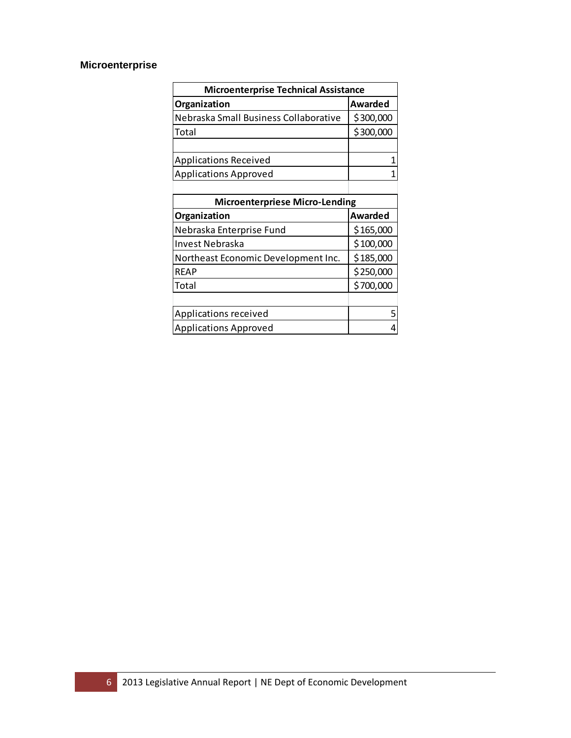## Microenterprise

| Microenterprise Technical Assistance | |
|---|---|
| **Organization** | **Awarded** |
| Nebraska Small Business Collaborative | $300,000 |
| Total | $300,000 |
| | |
| Applications Received | 1 |
| Applications Approved | 1 |

| Microenterpriese Micro-Lending | |
|---|---|
| **Organization** | **Awarded** |
| Nebraska Enterprise Fund | $165,000 |
| Invest Nebraska | $100,000 |
| Northeast Economic Development Inc. | $185,000 |
| REAP | $250,000 |
| Total | $700,000 |
| | |
| Applications received | 5 |
| Applications Approved | 4 |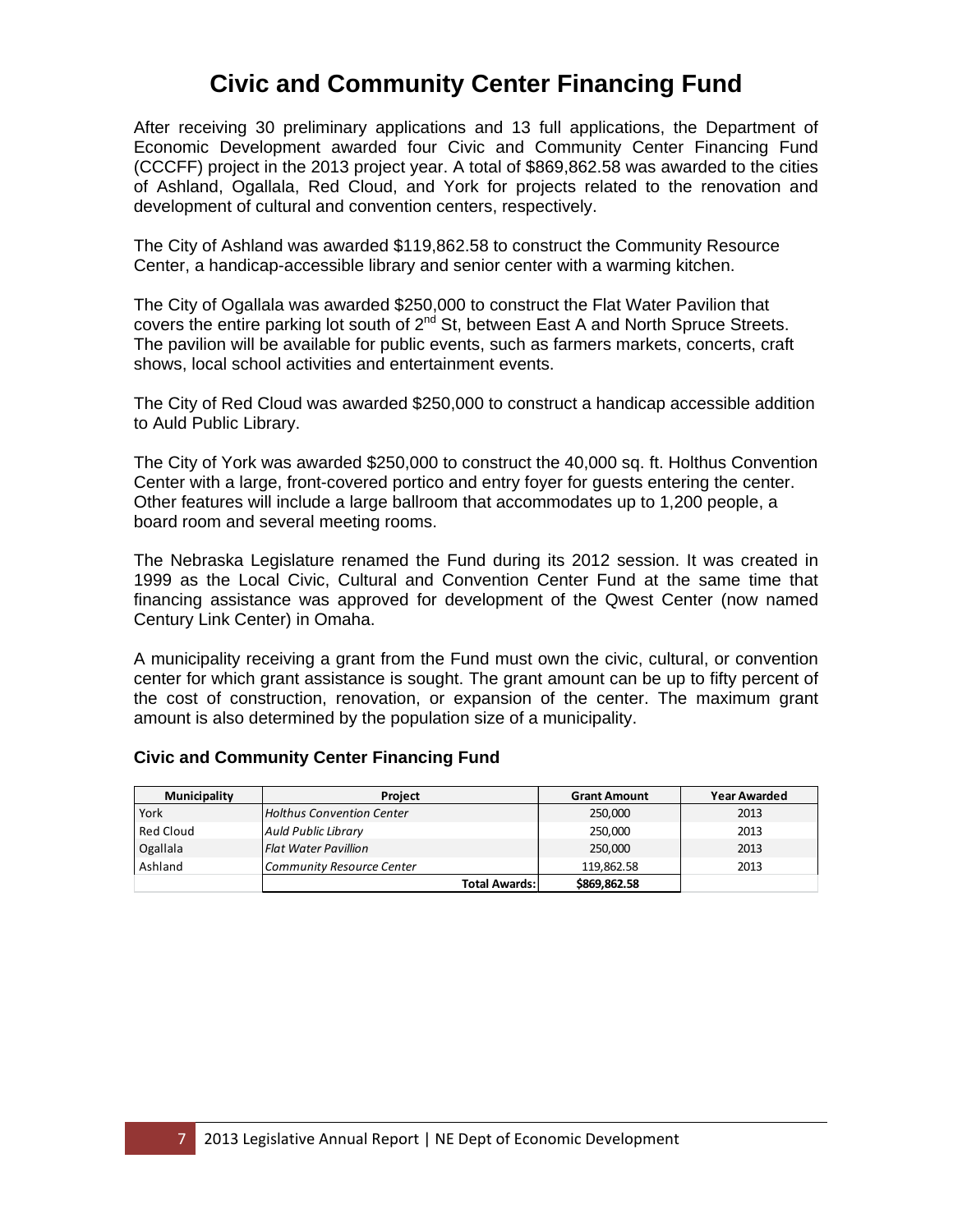# Civic and Community Center Financing Fund

After receiving 30 preliminary applications and 13 full applications, the Department of Economic Development awarded four Civic and Community Center Financing Fund (CCCFF) project in the 2013 project year. A total of $869,862.58 was awarded to the cities of Ashland, Ogallala, Red Cloud, and York for projects related to the renovation and development of cultural and convention centers, respectively.

The City of Ashland was awarded $119,862.58 to construct the Community Resource Center, a handicap-accessible library and senior center with a warming kitchen.

The City of Ogallala was awarded $250,000 to construct the Flat Water Pavilion that covers the entire parking lot south of 2nd St, between East A and North Spruce Streets. The pavilion will be available for public events, such as farmers markets, concerts, craft shows, local school activities and entertainment events.

The City of Red Cloud was awarded $250,000 to construct a handicap accessible addition to Auld Public Library.

The City of York was awarded $250,000 to construct the 40,000 sq. ft. Holthus Convention Center with a large, front-covered portico and entry foyer for guests entering the center. Other features will include a large ballroom that accommodates up to 1,200 people, a board room and several meeting rooms.

The Nebraska Legislature renamed the Fund during its 2012 session. It was created in 1999 as the Local Civic, Cultural and Convention Center Fund at the same time that financing assistance was approved for development of the Qwest Center (now named Century Link Center) in Omaha.

A municipality receiving a grant from the Fund must own the civic, cultural, or convention center for which grant assistance is sought. The grant amount can be up to fifty percent of the cost of construction, renovation, or expansion of the center. The maximum grant amount is also determined by the population size of a municipality.

### Civic and Community Center Financing Fund

| Municipality | Project | Grant Amount | Year Awarded |
|---|---|---|---|
| York | *Holthus Convention Center* | 250,000 | 2013 |
| Red Cloud | *Auld Public Library* | 250,000 | 2013 |
| Ogallala | *Flat Water Pavillion* | 250,000 | 2013 |
| Ashland | *Community Resource Center* | 119,862.58 | 2013 |
| | **Total Awards:** | **$869,862.58** | |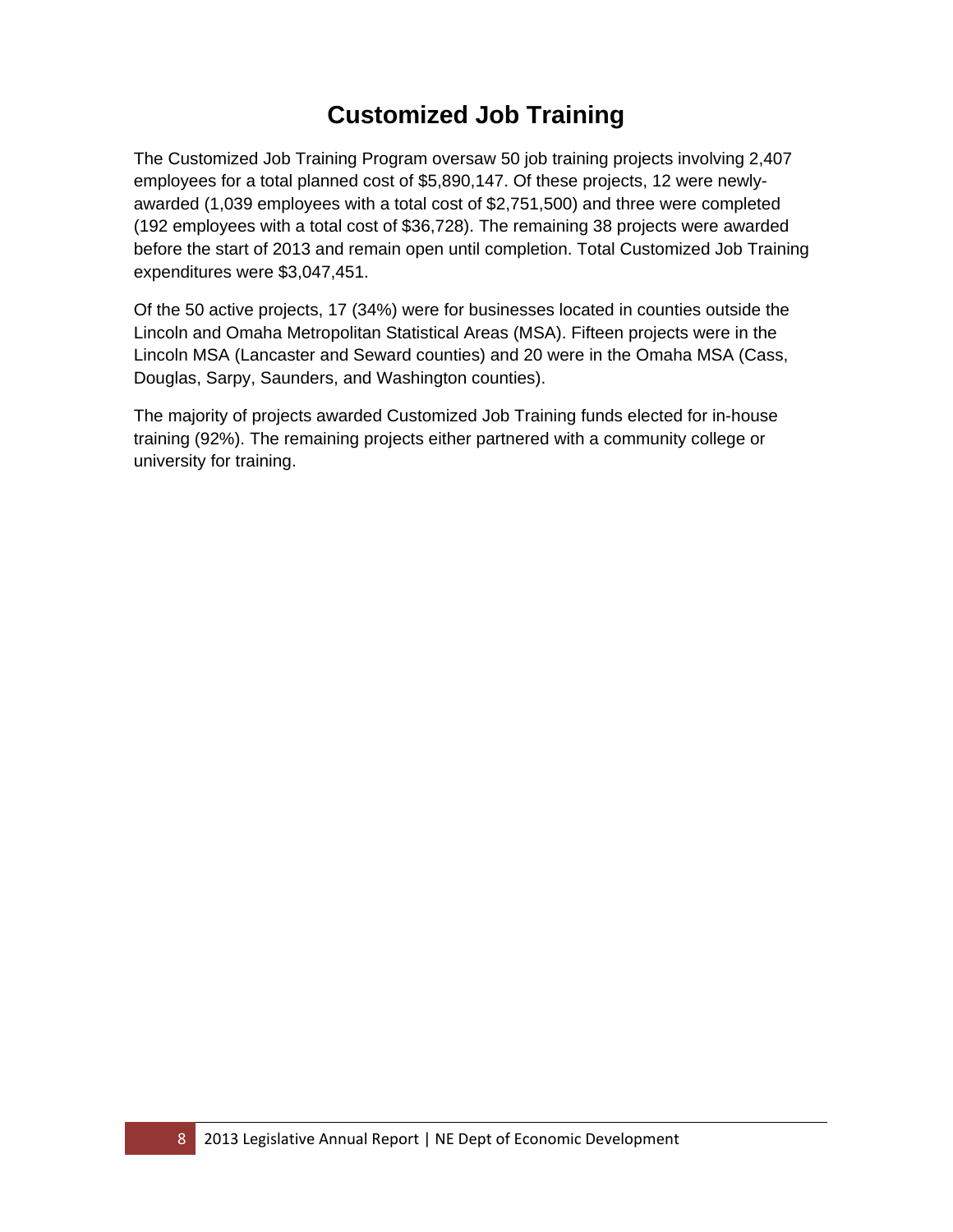# Customized Job Training

The Customized Job Training Program oversaw 50 job training projects involving 2,407 employees for a total planned cost of $5,890,147. Of these projects, 12 were newly-awarded (1,039 employees with a total cost of $2,751,500) and three were completed (192 employees with a total cost of $36,728). The remaining 38 projects were awarded before the start of 2013 and remain open until completion. Total Customized Job Training expenditures were $3,047,451.

Of the 50 active projects, 17 (34%) were for businesses located in counties outside the Lincoln and Omaha Metropolitan Statistical Areas (MSA). Fifteen projects were in the Lincoln MSA (Lancaster and Seward counties) and 20 were in the Omaha MSA (Cass, Douglas, Sarpy, Saunders, and Washington counties).

The majority of projects awarded Customized Job Training funds elected for in-house training (92%). The remaining projects either partnered with a community college or university for training.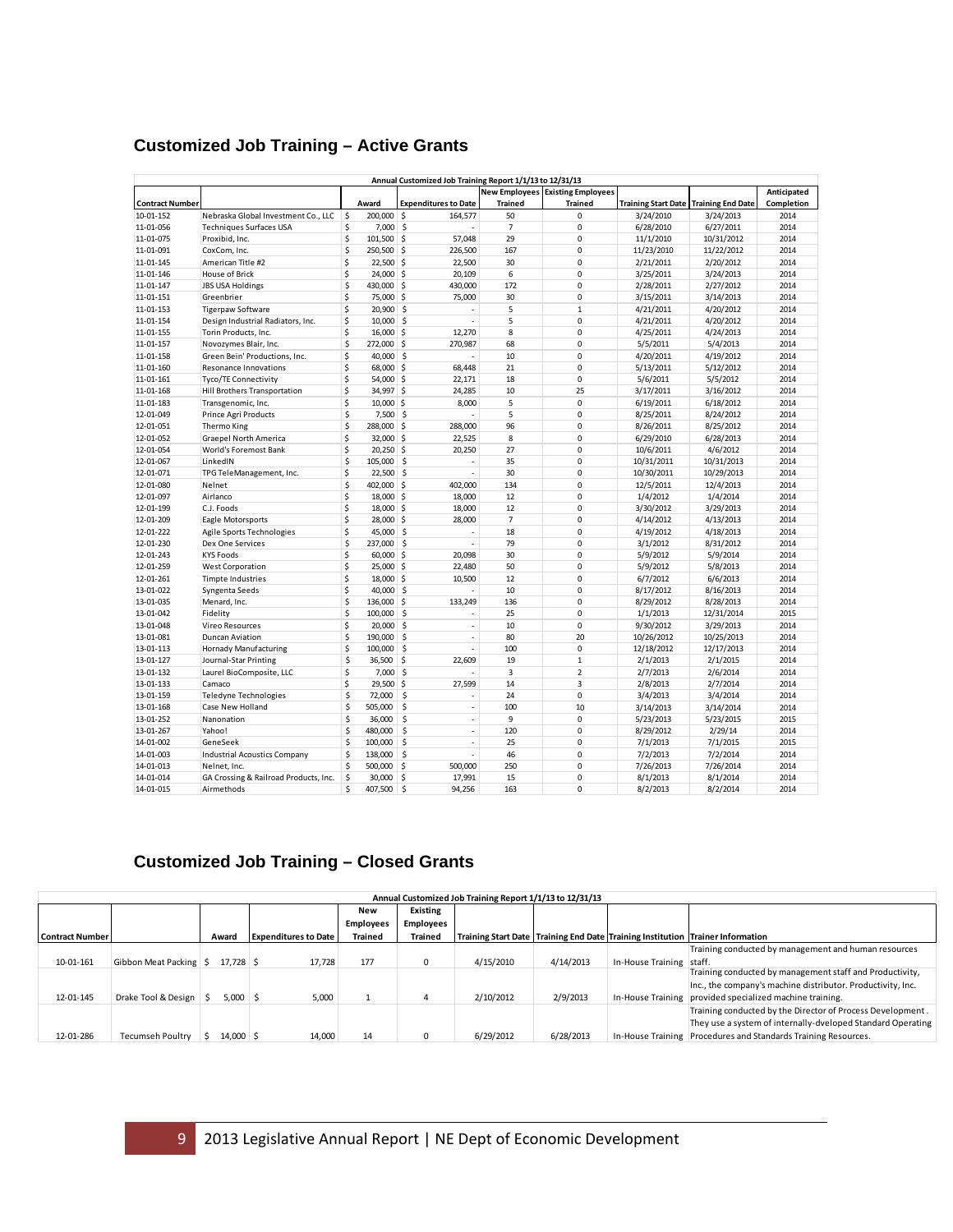## Customized Job Training – Active Grants

| Annual Customized Job Training Report 1/1/13 to 12/31/13 | | | | | | | | | |
|---|---|---|---|---|---|---|---|---|---|
| Contract Number | | Award | Expenditures to Date | New Employees Trained | Existing Employees Trained | Training Start Date | Training End Date | Anticipated Completion |
| 10-01-152 | Nebraska Global Investment Co., LLC | $ 200,000 | $ 164,577 | 50 | 0 | 3/24/2010 | 3/24/2013 | 2014 |
| 11-01-056 | Techniques Surfaces USA | $ 7,000 | $ - | 7 | 0 | 6/28/2010 | 6/27/2011 | 2014 |
| 11-01-075 | Proxibid, Inc. | $ 101,500 | $ 57,048 | 29 | 0 | 11/1/2010 | 10/31/2012 | 2014 |
| 11-01-091 | CoxCom, Inc. | $ 250,500 | $ 226,500 | 167 | 0 | 11/23/2010 | 11/22/2012 | 2014 |
| 11-01-145 | American Title #2 | $ 22,500 | $ 22,500 | 30 | 0 | 2/21/2011 | 2/20/2012 | 2014 |
| 11-01-146 | House of Brick | $ 24,000 | $ 20,109 | 6 | 0 | 3/25/2011 | 3/24/2013 | 2014 |
| 11-01-147 | JBS USA Holdings | $ 430,000 | $ 430,000 | 172 | 0 | 2/28/2011 | 2/27/2012 | 2014 |
| 11-01-151 | Greenbrier | $ 75,000 | $ 75,000 | 30 | 0 | 3/15/2011 | 3/14/2013 | 2014 |
| 11-01-153 | Tigerpaw Software | $ 20,900 | $ - | 5 | 1 | 4/21/2011 | 4/20/2012 | 2014 |
| 11-01-154 | Design Industrial Radiators, Inc. | $ 10,000 | $ - | 5 | 0 | 4/21/2011 | 4/20/2012 | 2014 |
| 11-01-155 | Torin Products, Inc. | $ 16,000 | $ 12,270 | 8 | 0 | 4/25/2011 | 4/24/2013 | 2014 |
| 11-01-157 | Novozymes Blair, Inc. | $ 272,000 | $ 270,987 | 68 | 0 | 5/5/2011 | 5/4/2013 | 2014 |
| 11-01-158 | Green Bein' Productions, Inc. | $ 40,000 | $ - | 10 | 0 | 4/20/2011 | 4/19/2012 | 2014 |
| 11-01-160 | Resonance Innovations | $ 68,000 | $ 68,448 | 21 | 0 | 5/13/2011 | 5/12/2012 | 2014 |
| 11-01-161 | Tyco/TE Connectivity | $ 54,000 | $ 22,171 | 18 | 0 | 5/6/2011 | 5/5/2012 | 2014 |
| 11-01-168 | Hill Brothers Transportation | $ 34,997 | $ 24,285 | 10 | 25 | 3/17/2011 | 3/16/2012 | 2014 |
| 11-01-183 | Transgenomic, Inc. | $ 10,000 | $ 8,000 | 5 | 0 | 6/19/2011 | 6/18/2012 | 2014 |
| 12-01-049 | Prince Agri Products | $ 7,500 | $ - | 5 | 0 | 8/25/2011 | 8/24/2012 | 2014 |
| 12-01-051 | Thermo King | $ 288,000 | $ 288,000 | 96 | 0 | 8/26/2011 | 8/25/2012 | 2014 |
| 12-01-052 | Graepel North America | $ 32,000 | $ 22,525 | 8 | 0 | 6/29/2010 | 6/28/2013 | 2014 |
| 12-01-054 | World's Foremost Bank | $ 20,250 | $ 20,250 | 27 | 0 | 10/6/2011 | 4/6/2012 | 2014 |
| 12-01-067 | LinkedIN | $ 105,000 | $ - | 35 | 0 | 10/31/2011 | 10/31/2013 | 2014 |
| 12-01-071 | TPG TeleManagement, Inc. | $ 22,500 | $ - | 30 | 0 | 10/30/2011 | 10/29/2013 | 2014 |
| 12-01-080 | Nelnet | $ 402,000 | $ 402,000 | 134 | 0 | 12/5/2011 | 12/4/2013 | 2014 |
| 12-01-097 | Airlanco | $ 18,000 | $ 18,000 | 12 | 0 | 1/4/2012 | 1/4/2014 | 2014 |
| 12-01-199 | C.J. Foods | $ 18,000 | $ 18,000 | 12 | 0 | 3/30/2012 | 3/29/2013 | 2014 |
| 12-01-209 | Eagle Motorsports | $ 28,000 | $ 28,000 | 7 | 0 | 4/14/2012 | 4/13/2013 | 2014 |
| 12-01-222 | Agile Sports Technologies | $ 45,000 | $ - | 18 | 0 | 4/19/2012 | 4/18/2013 | 2014 |
| 12-01-230 | Dex One Services | $ 237,000 | $ - | 79 | 0 | 3/1/2012 | 8/31/2012 | 2014 |
| 12-01-243 | KYS Foods | $ 60,000 | $ 20,098 | 30 | 0 | 5/9/2012 | 5/9/2014 | 2014 |
| 12-01-259 | West Corporation | $ 25,000 | $ 22,480 | 50 | 0 | 5/9/2012 | 5/8/2013 | 2014 |
| 12-01-261 | Timpte Industries | $ 18,000 | $ 10,500 | 12 | 0 | 6/7/2012 | 6/6/2013 | 2014 |
| 13-01-022 | Syngenta Seeds | $ 40,000 | $ - | 10 | 0 | 8/17/2012 | 8/16/2013 | 2014 |
| 13-01-035 | Menard, Inc. | $ 136,000 | $ 133,249 | 136 | 0 | 8/29/2012 | 8/28/2013 | 2014 |
| 13-01-042 | Fidelity | $ 100,000 | $ - | 25 | 0 | 1/1/2013 | 12/31/2014 | 2015 |
| 13-01-048 | Vireo Resources | $ 20,000 | $ - | 10 | 0 | 9/30/2012 | 3/29/2013 | 2014 |
| 13-01-081 | Duncan Aviation | $ 190,000 | $ - | 80 | 20 | 10/26/2012 | 10/25/2013 | 2014 |
| 13-01-113 | Hornady Manufacturing | $ 100,000 | $ - | 100 | 0 | 12/18/2012 | 12/17/2013 | 2014 |
| 13-01-127 | Journal-Star Printing | $ 36,500 | $ 22,609 | 19 | 1 | 2/1/2013 | 2/1/2015 | 2014 |
| 13-01-132 | Laurel BioComposite, LLC | $ 7,000 | $ - | 3 | 2 | 2/7/2013 | 2/6/2014 | 2014 |
| 13-01-133 | Camaco | $ 29,500 | $ 27,599 | 14 | 3 | 2/8/2013 | 2/7/2014 | 2014 |
| 13-01-159 | Teledyne Technologies | $ 72,000 | $ - | 24 | 0 | 3/4/2013 | 3/4/2014 | 2014 |
| 13-01-168 | Case New Holland | $ 505,000 | $ - | 100 | 10 | 3/14/2013 | 3/14/2014 | 2014 |
| 13-01-252 | Nanonation | $ 36,000 | $ - | 9 | 0 | 5/23/2013 | 5/23/2015 | 2015 |
| 13-01-267 | Yahoo! | $ 480,000 | $ - | 120 | 0 | 8/29/2012 | 2/29/14 | 2014 |
| 14-01-002 | GeneSeek | $ 100,000 | $ - | 25 | 0 | 7/1/2013 | 7/1/2015 | 2015 |
| 14-01-003 | Industrial Acoustics Company | $ 138,000 | $ - | 46 | 0 | 7/2/2013 | 7/2/2014 | 2014 |
| 14-01-013 | Nelnet, Inc. | $ 500,000 | $ 500,000 | 250 | 0 | 7/26/2013 | 7/26/2014 | 2014 |
| 14-01-014 | GA Crossing & Railroad Products, Inc. | $ 30,000 | $ 17,991 | 15 | 0 | 8/1/2013 | 8/1/2014 | 2014 |
| 14-01-015 | Airmethods | $ 407,500 | $ 94,256 | 163 | 0 | 8/2/2013 | 8/2/2014 | 2014 |

## Customized Job Training – Closed Grants

| Annual Customized Job Training Report 1/1/13 to 12/31/13 | | | | | | | | | |
|---|---|---|---|---|---|---|---|---|---|
| Contract Number | | Award | Expenditures to Date | New Employees Trained | Existing Employees Trained | Training Start Date | Training End Date | Training Institution | Trainer Information |
| 10-01-161 | Gibbon Meat Packing | $ 17,728 | $ 17,728 | 177 | 0 | 4/15/2010 | 4/14/2013 | In-House Training | Training conducted by management and human resources staff. |
| 12-01-145 | Drake Tool & Design | $ 5,000 | $ 5,000 | 1 | 4 | 2/10/2012 | 2/9/2013 | In-House Training | Training conducted by management staff and Productivity, Inc., the company's machine distributor. Productivity, Inc. provided specialized machine training. |
| 12-01-286 | Tecumseh Poultry | $ 14,000 | $ 14,000 | 14 | 0 | 6/29/2012 | 6/28/2013 | In-House Training | Training conducted by the Director of Process Development . They use a system of internally-dveloped Standard Operating Procedures and Standards Training Resources. |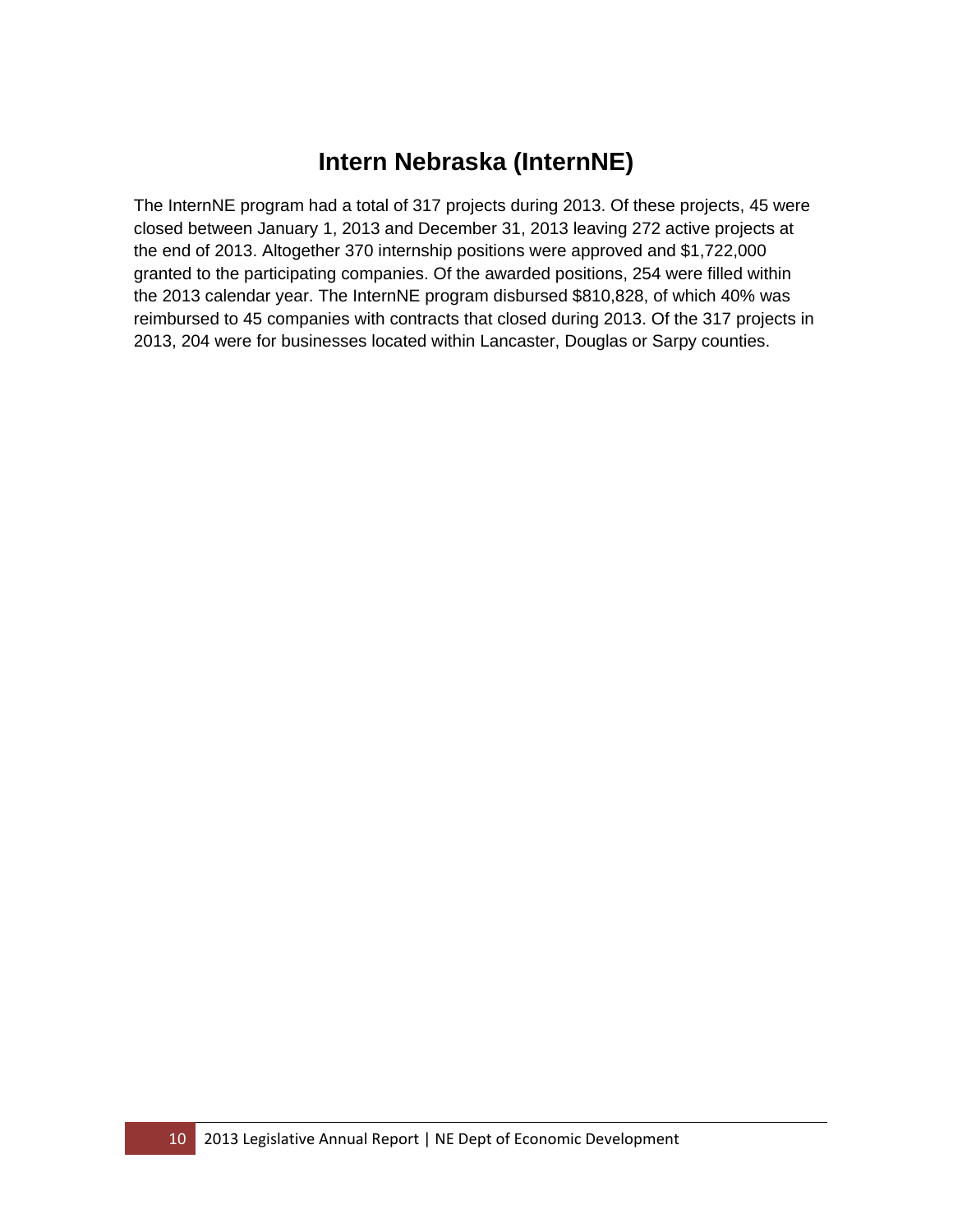# Intern Nebraska (InternNE)

The InternNE program had a total of 317 projects during 2013. Of these projects, 45 were closed between January 1, 2013 and December 31, 2013 leaving 272 active projects at the end of 2013. Altogether 370 internship positions were approved and $1,722,000 granted to the participating companies. Of the awarded positions, 254 were filled within the 2013 calendar year. The InternNE program disbursed $810,828, of which 40% was reimbursed to 45 companies with contracts that closed during 2013. Of the 317 projects in 2013, 204 were for businesses located within Lancaster, Douglas or Sarpy counties.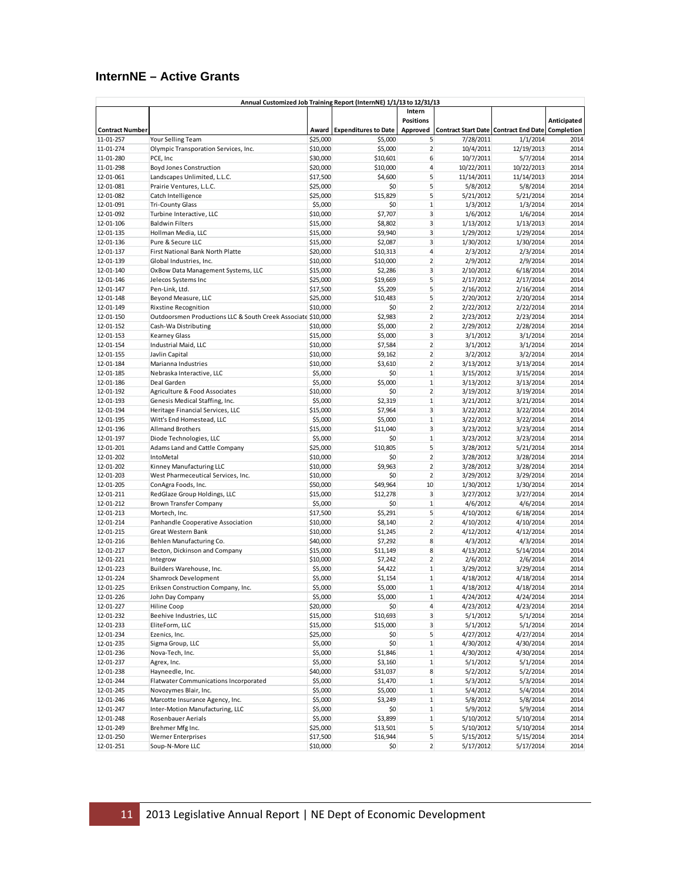## InternNE – Active Grants

| Annual Customized Job Training Report (InternNE) 1/1/13 to 12/31/13 | | | | | | | |
|---|---|---|---|---|---|---|---|
| Contract Number | | Award | Expenditures to Date | Intern Positions Approved | Contract Start Date | Contract End Date | Anticipated Completion |
| 11-01-257 | Your Selling Team | $25,000 | $5,000 | 5 | 7/28/2011 | 1/1/2014 | 2014 |
| 11-01-274 | Olympic Transporation Services, Inc. | $10,000 | $5,000 | 2 | 10/4/2011 | 12/19/2013 | 2014 |
| 11-01-280 | PCE, Inc | $30,000 | $10,601 | 6 | 10/7/2011 | 5/7/2014 | 2014 |
| 11-01-298 | Boyd Jones Construction | $20,000 | $10,000 | 4 | 10/22/2011 | 10/22/2013 | 2014 |
| 12-01-061 | Landscapes Unlimited, L.L.C. | $17,500 | $4,600 | 5 | 11/14/2011 | 11/14/2013 | 2014 |
| 12-01-081 | Prairie Ventures, L.L.C. | $25,000 | $0 | 5 | 5/8/2012 | 5/8/2014 | 2014 |
| 12-01-082 | Catch Intelligence | $25,000 | $15,829 | 5 | 5/21/2012 | 5/21/2014 | 2014 |
| 12-01-091 | Tri-County Glass | $5,000 | $0 | 1 | 1/3/2012 | 1/3/2014 | 2014 |
| 12-01-092 | Turbine Interactive, LLC | $10,000 | $7,707 | 3 | 1/6/2012 | 1/6/2014 | 2014 |
| 12-01-106 | Baldwin Filters | $15,000 | $8,802 | 3 | 1/13/2012 | 1/13/2013 | 2014 |
| 12-01-135 | Hollman Media, LLC | $15,000 | $9,940 | 3 | 1/29/2012 | 1/29/2014 | 2014 |
| 12-01-136 | Pure & Secure LLC | $15,000 | $2,087 | 3 | 1/30/2012 | 1/30/2014 | 2014 |
| 12-01-137 | First National Bank North Platte | $20,000 | $10,313 | 4 | 2/3/2012 | 2/3/2014 | 2014 |
| 12-01-139 | Global Industries, Inc. | $10,000 | $10,000 | 2 | 2/9/2012 | 2/9/2014 | 2014 |
| 12-01-140 | OxBow Data Management Systems, LLC | $15,000 | $2,286 | 3 | 2/10/2012 | 6/18/2014 | 2014 |
| 12-01-146 | Jelecos Systems Inc | $25,000 | $19,669 | 5 | 2/17/2012 | 2/17/2014 | 2014 |
| 12-01-147 | Pen-Link, Ltd. | $17,500 | $5,209 | 5 | 2/16/2012 | 2/16/2014 | 2014 |
| 12-01-148 | Beyond Measure, LLC | $25,000 | $10,483 | 5 | 2/20/2012 | 2/20/2014 | 2014 |
| 12-01-149 | Rixstine Recognition | $10,000 | $0 | 2 | 2/22/2012 | 2/22/2014 | 2014 |
| 12-01-150 | Outdoorsmen Productions LLC & South Creek Associate | $10,000 | $2,983 | 2 | 2/23/2012 | 2/23/2014 | 2014 |
| 12-01-152 | Cash-Wa Distributing | $10,000 | $5,000 | 2 | 2/29/2012 | 2/28/2014 | 2014 |
| 12-01-153 | Kearney Glass | $15,000 | $5,000 | 3 | 3/1/2012 | 3/1/2014 | 2014 |
| 12-01-154 | Industrial Maid, LLC | $10,000 | $7,584 | 2 | 3/1/2012 | 3/1/2014 | 2014 |
| 12-01-155 | Javlin Capital | $10,000 | $9,162 | 2 | 3/2/2012 | 3/2/2014 | 2014 |
| 12-01-184 | Marianna Industries | $10,000 | $3,610 | 2 | 3/13/2012 | 3/13/2014 | 2014 |
| 12-01-185 | Nebraska Interactive, LLC | $5,000 | $0 | 1 | 3/15/2012 | 3/15/2014 | 2014 |
| 12-01-186 | Deal Garden | $5,000 | $5,000 | 1 | 3/13/2012 | 3/13/2014 | 2014 |
| 12-01-192 | Agriculture & Food Associates | $10,000 | $0 | 2 | 3/19/2012 | 3/19/2014 | 2014 |
| 12-01-193 | Genesis Medical Staffing, Inc. | $5,000 | $2,319 | 1 | 3/21/2012 | 3/21/2014 | 2014 |
| 12-01-194 | Heritage Financial Services, LLC | $15,000 | $7,964 | 3 | 3/22/2012 | 3/22/2014 | 2014 |
| 12-01-195 | Witt's End Homestead, LLC | $5,000 | $5,000 | 1 | 3/22/2012 | 3/22/2014 | 2014 |
| 12-01-196 | Allmand Brothers | $15,000 | $11,040 | 3 | 3/23/2012 | 3/23/2014 | 2014 |
| 12-01-197 | Diode Technologies, LLC | $5,000 | $0 | 1 | 3/23/2012 | 3/23/2014 | 2014 |
| 12-01-201 | Adams Land and Cattle Company | $25,000 | $10,805 | 5 | 3/28/2012 | 5/21/2014 | 2014 |
| 12-01-202 | IntoMetal | $10,000 | $0 | 2 | 3/28/2012 | 3/28/2014 | 2014 |
| 12-01-202 | Kinney Manufacturing LLC | $10,000 | $9,963 | 2 | 3/28/2012 | 3/28/2014 | 2014 |
| 12-01-203 | West Pharmeceutical Services, Inc. | $10,000 | $0 | 2 | 3/29/2012 | 3/29/2014 | 2014 |
| 12-01-205 | ConAgra Foods, Inc. | $50,000 | $49,964 | 10 | 1/30/2012 | 1/30/2014 | 2014 |
| 12-01-211 | RedGlaze Group Holdings, LLC | $15,000 | $12,278 | 3 | 3/27/2012 | 3/27/2014 | 2014 |
| 12-01-212 | Brown Transfer Company | $5,000 | $0 | 1 | 4/6/2012 | 4/6/2014 | 2014 |
| 12-01-213 | Mortech, Inc. | $17,500 | $5,291 | 5 | 4/10/2012 | 6/18/2014 | 2014 |
| 12-01-214 | Panhandle Cooperative Association | $10,000 | $8,140 | 2 | 4/10/2012 | 4/10/2014 | 2014 |
| 12-01-215 | Great Western Bank | $10,000 | $1,245 | 2 | 4/12/2012 | 4/12/2014 | 2014 |
| 12-01-216 | Behlen Manufacturing Co. | $40,000 | $7,292 | 8 | 4/3/2012 | 4/3/2014 | 2014 |
| 12-01-217 | Becton, Dickinson and Company | $15,000 | $11,149 | 8 | 4/13/2012 | 5/14/2014 | 2014 |
| 12-01-221 | Integrow | $10,000 | $7,242 | 2 | 2/6/2012 | 2/6/2014 | 2014 |
| 12-01-223 | Builders Warehouse, Inc. | $5,000 | $4,422 | 1 | 3/29/2012 | 3/29/2014 | 2014 |
| 12-01-224 | Shamrock Development | $5,000 | $1,154 | 1 | 4/18/2012 | 4/18/2014 | 2014 |
| 12-01-225 | Eriksen Construction Company, Inc. | $5,000 | $5,000 | 1 | 4/18/2012 | 4/18/2014 | 2014 |
| 12-01-226 | John Day Company | $5,000 | $5,000 | 1 | 4/24/2012 | 4/24/2014 | 2014 |
| 12-01-227 | Hiline Coop | $20,000 | $0 | 4 | 4/23/2012 | 4/23/2014 | 2014 |
| 12-01-232 | Beehive Industries, LLC | $15,000 | $10,693 | 3 | 5/1/2012 | 5/1/2014 | 2014 |
| 12-01-233 | EliteForm, LLC | $15,000 | $15,000 | 3 | 5/1/2012 | 5/1/2014 | 2014 |
| 12-01-234 | Ezenics, Inc. | $25,000 | $0 | 5 | 4/27/2012 | 4/27/2014 | 2014 |
| 12-01-235 | Sigma Group, LLC | $5,000 | $0 | 1 | 4/30/2012 | 4/30/2014 | 2014 |
| 12-01-236 | Nova-Tech, Inc. | $5,000 | $1,846 | 1 | 4/30/2012 | 4/30/2014 | 2014 |
| 12-01-237 | Agrex, Inc. | $5,000 | $3,160 | 1 | 5/1/2012 | 5/1/2014 | 2014 |
| 12-01-238 | Hayneedle, Inc. | $40,000 | $31,037 | 8 | 5/2/2012 | 5/2/2014 | 2014 |
| 12-01-244 | Flatwater Communications Incorporated | $5,000 | $1,470 | 1 | 5/3/2012 | 5/3/2014 | 2014 |
| 12-01-245 | Novozymes Blair, Inc. | $5,000 | $5,000 | 1 | 5/4/2012 | 5/4/2014 | 2014 |
| 12-01-246 | Marcotte Insurance Agency, Inc. | $5,000 | $3,249 | 1 | 5/8/2012 | 5/8/2014 | 2014 |
| 12-01-247 | Inter-Motion Manufacturing, LLC | $5,000 | $0 | 1 | 5/9/2012 | 5/9/2014 | 2014 |
| 12-01-248 | Rosenbauer Aerials | $5,000 | $3,899 | 1 | 5/10/2012 | 5/10/2014 | 2014 |
| 12-01-249 | Brehmer Mfg Inc. | $25,000 | $13,501 | 5 | 5/10/2012 | 5/10/2014 | 2014 |
| 12-01-250 | Werner Enterprises | $17,500 | $16,944 | 5 | 5/15/2012 | 5/15/2014 | 2014 |
| 12-01-251 | Soup-N-More LLC | $10,000 | $0 | 2 | 5/17/2012 | 5/17/2014 | 2014 |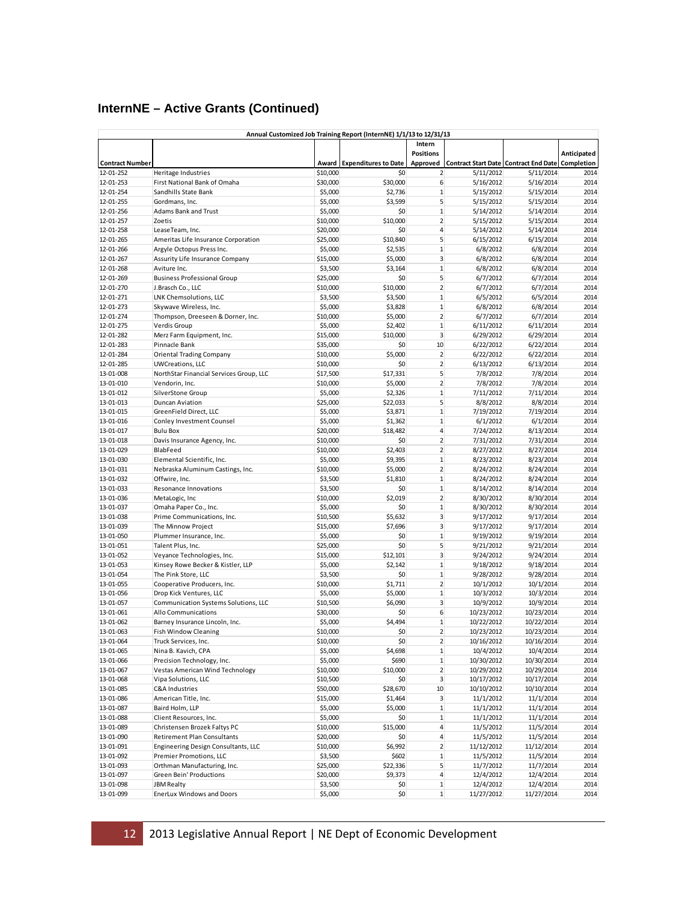## InternNE – Active Grants (Continued)

| Annual Customized Job Training Report (InternNE) 1/1/13 to 12/31/13 | | | | | | | |
|---|---|---|---|---|---|---|---|
| Contract Number | | Award | Expenditures to Date | Intern Positions Approved | Contract Start Date | Contract End Date | Anticipated Completion |
| 12-01-252 | Heritage Industries | $10,000 | $0 | 2 | 5/11/2012 | 5/11/2014 | 2014 |
| 12-01-253 | First National Bank of Omaha | $30,000 | $30,000 | 6 | 5/16/2012 | 5/16/2014 | 2014 |
| 12-01-254 | Sandhills State Bank | $5,000 | $2,736 | 1 | 5/15/2012 | 5/15/2014 | 2014 |
| 12-01-255 | Gordmans, Inc. | $5,000 | $3,599 | 5 | 5/15/2012 | 5/15/2014 | 2014 |
| 12-01-256 | Adams Bank and Trust | $5,000 | $0 | 1 | 5/14/2012 | 5/14/2014 | 2014 |
| 12-01-257 | Zoetis | $10,000 | $10,000 | 2 | 5/15/2012 | 5/15/2014 | 2014 |
| 12-01-258 | LeaseTeam, Inc. | $20,000 | $0 | 4 | 5/14/2012 | 5/14/2014 | 2014 |
| 12-01-265 | Ameritas Life Insurance Corporation | $25,000 | $10,840 | 5 | 6/15/2012 | 6/15/2014 | 2014 |
| 12-01-266 | Argyle Octopus Press Inc. | $5,000 | $2,535 | 1 | 6/8/2012 | 6/8/2014 | 2014 |
| 12-01-267 | Assurity Life Insurance Company | $15,000 | $5,000 | 3 | 6/8/2012 | 6/8/2014 | 2014 |
| 12-01-268 | Aviture Inc. | $3,500 | $3,164 | 1 | 6/8/2012 | 6/8/2014 | 2014 |
| 12-01-269 | Business Professional Group | $25,000 | $0 | 5 | 6/7/2012 | 6/7/2014 | 2014 |
| 12-01-270 | J.Brasch Co., LLC | $10,000 | $10,000 | 2 | 6/7/2012 | 6/7/2014 | 2014 |
| 12-01-271 | LNK Chemsolutions, LLC | $3,500 | $3,500 | 1 | 6/5/2012 | 6/5/2014 | 2014 |
| 12-01-273 | Skywave Wireless, Inc. | $5,000 | $3,828 | 1 | 6/8/2012 | 6/8/2014 | 2014 |
| 12-01-274 | Thompson, Dreeseen & Dorner, Inc. | $10,000 | $5,000 | 2 | 6/7/2012 | 6/7/2014 | 2014 |
| 12-01-275 | Verdis Group | $5,000 | $2,402 | 1 | 6/11/2012 | 6/11/2014 | 2014 |
| 12-01-282 | Merz Farm Equipment, Inc. | $15,000 | $10,000 | 3 | 6/29/2012 | 6/29/2014 | 2014 |
| 12-01-283 | Pinnacle Bank | $35,000 | $0 | 10 | 6/22/2012 | 6/22/2014 | 2014 |
| 12-01-284 | Oriental Trading Company | $10,000 | $5,000 | 2 | 6/22/2012 | 6/22/2014 | 2014 |
| 12-01-285 | UWCreations, LLC | $10,000 | $0 | 2 | 6/13/2012 | 6/13/2014 | 2014 |
| 13-01-008 | NorthStar Financial Services Group, LLC | $17,500 | $17,331 | 5 | 7/8/2012 | 7/8/2014 | 2014 |
| 13-01-010 | Vendorin, Inc. | $10,000 | $5,000 | 2 | 7/8/2012 | 7/8/2014 | 2014 |
| 13-01-012 | SilverStone Group | $5,000 | $2,326 | 1 | 7/11/2012 | 7/11/2014 | 2014 |
| 13-01-013 | Duncan Aviation | $25,000 | $22,033 | 5 | 8/8/2012 | 8/8/2014 | 2014 |
| 13-01-015 | GreenField Direct, LLC | $5,000 | $3,871 | 1 | 7/19/2012 | 7/19/2014 | 2014 |
| 13-01-016 | Conley Investment Counsel | $5,000 | $1,362 | 1 | 6/1/2012 | 6/1/2014 | 2014 |
| 13-01-017 | Bulu Box | $20,000 | $18,482 | 4 | 7/24/2012 | 8/13/2014 | 2014 |
| 13-01-018 | Davis Insurance Agency, Inc. | $10,000 | $0 | 2 | 7/31/2012 | 7/31/2014 | 2014 |
| 13-01-029 | BlabFeed | $10,000 | $2,403 | 2 | 8/27/2012 | 8/27/2014 | 2014 |
| 13-01-030 | Elemental Scientific, Inc. | $5,000 | $9,395 | 1 | 8/23/2012 | 8/23/2014 | 2014 |
| 13-01-031 | Nebraska Aluminum Castings, Inc. | $10,000 | $5,000 | 2 | 8/24/2012 | 8/24/2014 | 2014 |
| 13-01-032 | Offwire, Inc. | $3,500 | $1,810 | 1 | 8/24/2012 | 8/24/2014 | 2014 |
| 13-01-033 | Resonance Innovations | $3,500 | $0 | 1 | 8/14/2012 | 8/14/2014 | 2014 |
| 13-01-036 | MetaLogic, Inc | $10,000 | $2,019 | 2 | 8/30/2012 | 8/30/2014 | 2014 |
| 13-01-037 | Omaha Paper Co., Inc. | $5,000 | $0 | 1 | 8/30/2012 | 8/30/2014 | 2014 |
| 13-01-038 | Prime Communications, Inc. | $10,500 | $5,632 | 3 | 9/17/2012 | 9/17/2014 | 2014 |
| 13-01-039 | The Minnow Project | $15,000 | $7,696 | 3 | 9/17/2012 | 9/17/2014 | 2014 |
| 13-01-050 | Plummer Insurance, Inc. | $5,000 | $0 | 1 | 9/19/2012 | 9/19/2014 | 2014 |
| 13-01-051 | Talent Plus, Inc. | $25,000 | $0 | 5 | 9/21/2012 | 9/21/2014 | 2014 |
| 13-01-052 | Veyance Technologies, Inc. | $15,000 | $12,101 | 3 | 9/24/2012 | 9/24/2014 | 2014 |
| 13-01-053 | Kinsey Rowe Becker & Kistler, LLP | $5,000 | $2,142 | 1 | 9/18/2012 | 9/18/2014 | 2014 |
| 13-01-054 | The Pink Store, LLC | $3,500 | $0 | 1 | 9/28/2012 | 9/28/2014 | 2014 |
| 13-01-055 | Cooperative Producers, Inc. | $10,000 | $1,711 | 2 | 10/1/2012 | 10/1/2014 | 2014 |
| 13-01-056 | Drop Kick Ventures, LLC | $5,000 | $5,000 | 1 | 10/3/2012 | 10/3/2014 | 2014 |
| 13-01-057 | Communication Systems Solutions, LLC | $10,500 | $6,090 | 3 | 10/9/2012 | 10/9/2014 | 2014 |
| 13-01-061 | Allo Communications | $30,000 | $0 | 6 | 10/23/2012 | 10/23/2014 | 2014 |
| 13-01-062 | Barney Insurance Lincoln, Inc. | $5,000 | $4,494 | 1 | 10/22/2012 | 10/22/2014 | 2014 |
| 13-01-063 | Fish Window Cleaning | $10,000 | $0 | 2 | 10/23/2012 | 10/23/2014 | 2014 |
| 13-01-064 | Truck Services, Inc. | $10,000 | $0 | 2 | 10/16/2012 | 10/16/2014 | 2014 |
| 13-01-065 | Nina B. Kavich, CPA | $5,000 | $4,698 | 1 | 10/4/2012 | 10/4/2014 | 2014 |
| 13-01-066 | Precision Technology, Inc. | $5,000 | $690 | 1 | 10/30/2012 | 10/30/2014 | 2014 |
| 13-01-067 | Vestas American Wind Technology | $10,000 | $10,000 | 2 | 10/29/2012 | 10/29/2014 | 2014 |
| 13-01-068 | Vipa Solutions, LLC | $10,500 | $0 | 3 | 10/17/2012 | 10/17/2014 | 2014 |
| 13-01-085 | C&A Industries | $50,000 | $28,670 | 10 | 10/10/2012 | 10/10/2014 | 2014 |
| 13-01-086 | American Title, Inc. | $15,000 | $1,464 | 3 | 11/1/2012 | 11/1/2014 | 2014 |
| 13-01-087 | Baird Holm, LLP | $5,000 | $5,000 | 1 | 11/1/2012 | 11/1/2014 | 2014 |
| 13-01-088 | Client Resources, Inc. | $5,000 | $0 | 1 | 11/1/2012 | 11/1/2014 | 2014 |
| 13-01-089 | Christensen Brozek Faltys PC | $10,000 | $15,000 | 4 | 11/5/2012 | 11/5/2014 | 2014 |
| 13-01-090 | Retirement Plan Consultants | $20,000 | $0 | 4 | 11/5/2012 | 11/5/2014 | 2014 |
| 13-01-091 | Engineering Design Consultants, LLC | $10,000 | $6,992 | 2 | 11/12/2012 | 11/12/2014 | 2014 |
| 13-01-092 | Premier Promotions, LLC | $3,500 | $602 | 1 | 11/5/2012 | 11/5/2014 | 2014 |
| 13-01-093 | Orthman Manufacturing, Inc. | $25,000 | $22,336 | 5 | 11/7/2012 | 11/7/2014 | 2014 |
| 13-01-097 | Green Bein' Productions | $20,000 | $9,373 | 4 | 12/4/2012 | 12/4/2014 | 2014 |
| 13-01-098 | JBM Realty | $3,500 | $0 | 1 | 12/4/2012 | 12/4/2014 | 2014 |
| 13-01-099 | EnerLux Windows and Doors | $5,000 | $0 | 1 | 11/27/2012 | 11/27/2014 | 2014 |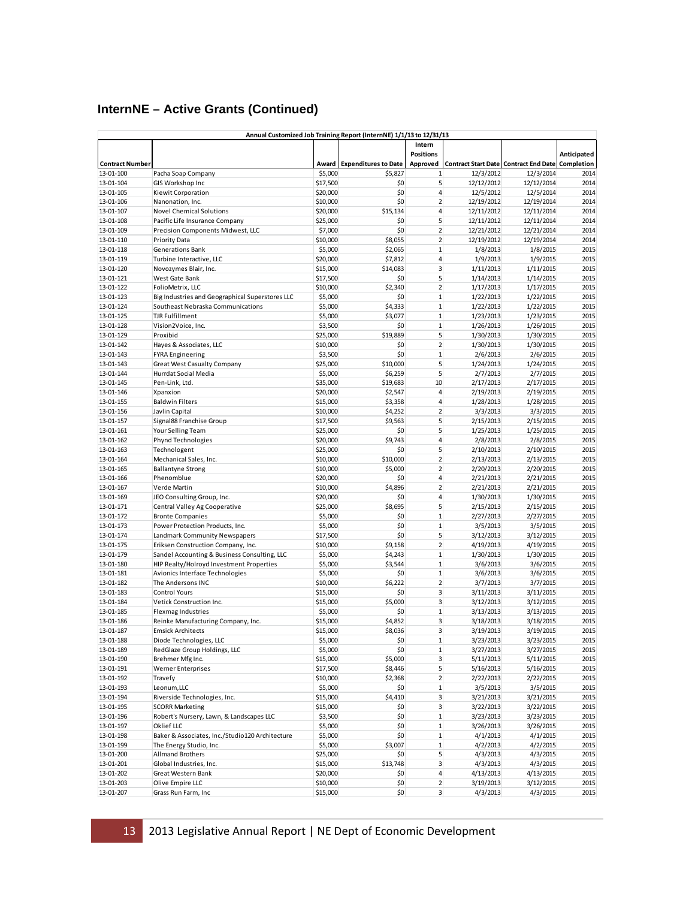## InternNE – Active Grants (Continued)

| Annual Customized Job Training Report (InternNE) 1/1/13 to 12/31/13 | | | | | | | |
|---|---|---|---|---|---|---|---|
| Contract Number | | Award | Expenditures to Date | Intern Positions Approved | Contract Start Date | Contract End Date | Anticipated Completion |
| 13-01-100 | Pacha Soap Company | $5,000 | $5,827 | 1 | 12/3/2012 | 12/3/2014 | 2014 |
| 13-01-104 | GIS Workshop Inc | $17,500 | $0 | 5 | 12/12/2012 | 12/12/2014 | 2014 |
| 13-01-105 | Kiewit Corporation | $20,000 | $0 | 4 | 12/5/2012 | 12/5/2014 | 2014 |
| 13-01-106 | Nanonation, Inc. | $10,000 | $0 | 2 | 12/19/2012 | 12/19/2014 | 2014 |
| 13-01-107 | Novel Chemical Solutions | $20,000 | $15,134 | 4 | 12/11/2012 | 12/11/2014 | 2014 |
| 13-01-108 | Pacific Life Insurance Company | $25,000 | $0 | 5 | 12/11/2012 | 12/11/2014 | 2014 |
| 13-01-109 | Precision Components Midwest, LLC | $7,000 | $0 | 2 | 12/21/2012 | 12/21/2014 | 2014 |
| 13-01-110 | Priority Data | $10,000 | $8,055 | 2 | 12/19/2012 | 12/19/2014 | 2014 |
| 13-01-118 | Generations Bank | $5,000 | $2,065 | 1 | 1/8/2013 | 1/8/2015 | 2015 |
| 13-01-119 | Turbine Interactive, LLC | $20,000 | $7,812 | 4 | 1/9/2013 | 1/9/2015 | 2015 |
| 13-01-120 | Novozymes Blair, Inc. | $15,000 | $14,083 | 3 | 1/11/2013 | 1/11/2015 | 2015 |
| 13-01-121 | West Gate Bank | $17,500 | $0 | 5 | 1/14/2013 | 1/14/2015 | 2015 |
| 13-01-122 | FolioMetrix, LLC | $10,000 | $2,340 | 2 | 1/17/2013 | 1/17/2015 | 2015 |
| 13-01-123 | Big Industries and Geographical Superstores LLC | $5,000 | $0 | 1 | 1/22/2013 | 1/22/2015 | 2015 |
| 13-01-124 | Southeast Nebraska Communications | $5,000 | $4,333 | 1 | 1/22/2013 | 1/22/2015 | 2015 |
| 13-01-125 | TJR Fulfillment | $5,000 | $3,077 | 1 | 1/23/2013 | 1/23/2015 | 2015 |
| 13-01-128 | Vision2Voice, Inc. | $3,500 | $0 | 1 | 1/26/2013 | 1/26/2015 | 2015 |
| 13-01-129 | Proxibid | $25,000 | $19,889 | 5 | 1/30/2013 | 1/30/2015 | 2015 |
| 13-01-142 | Hayes & Associates, LLC | $10,000 | $0 | 2 | 1/30/2013 | 1/30/2015 | 2015 |
| 13-01-143 | FYRA Engineering | $3,500 | $0 | 1 | 2/6/2013 | 2/6/2015 | 2015 |
| 13-01-143 | Great West Casualty Company | $25,000 | $10,000 | 5 | 1/24/2013 | 1/24/2015 | 2015 |
| 13-01-144 | Hurrdat Social Media | $5,000 | $6,259 | 5 | 2/7/2013 | 2/7/2015 | 2015 |
| 13-01-145 | Pen-Link, Ltd. | $35,000 | $19,683 | 10 | 2/17/2013 | 2/17/2015 | 2015 |
| 13-01-146 | Xpanxion | $20,000 | $2,547 | 4 | 2/19/2013 | 2/19/2015 | 2015 |
| 13-01-155 | Baldwin Filters | $15,000 | $3,358 | 4 | 1/28/2013 | 1/28/2015 | 2015 |
| 13-01-156 | Javlin Capital | $10,000 | $4,252 | 2 | 3/3/2013 | 3/3/2015 | 2015 |
| 13-01-157 | Signal88 Franchise Group | $17,500 | $9,563 | 5 | 2/15/2013 | 2/15/2015 | 2015 |
| 13-01-161 | Your Selling Team | $25,000 | $0 | 5 | 1/25/2013 | 1/25/2015 | 2015 |
| 13-01-162 | Phynd Technologies | $20,000 | $9,743 | 4 | 2/8/2013 | 2/8/2015 | 2015 |
| 13-01-163 | Technologent | $25,000 | $0 | 5 | 2/10/2013 | 2/10/2015 | 2015 |
| 13-01-164 | Mechanical Sales, Inc. | $10,000 | $10,000 | 2 | 2/13/2013 | 2/13/2015 | 2015 |
| 13-01-165 | Ballantyne Strong | $10,000 | $5,000 | 2 | 2/20/2013 | 2/20/2015 | 2015 |
| 13-01-166 | Phenomblue | $20,000 | $0 | 4 | 2/21/2013 | 2/21/2015 | 2015 |
| 13-01-167 | Verde Martin | $10,000 | $4,896 | 2 | 2/21/2013 | 2/21/2015 | 2015 |
| 13-01-169 | JEO Consulting Group, Inc. | $20,000 | $0 | 4 | 1/30/2013 | 1/30/2015 | 2015 |
| 13-01-171 | Central Valley Ag Cooperative | $25,000 | $8,695 | 5 | 2/15/2013 | 2/15/2015 | 2015 |
| 13-01-172 | Bronte Companies | $5,000 | $0 | 1 | 2/27/2013 | 2/27/2015 | 2015 |
| 13-01-173 | Power Protection Products, Inc. | $5,000 | $0 | 1 | 3/5/2013 | 3/5/2015 | 2015 |
| 13-01-174 | Landmark Community Newspapers | $17,500 | $0 | 5 | 3/12/2013 | 3/12/2015 | 2015 |
| 13-01-175 | Eriksen Construction Company, Inc. | $10,000 | $9,158 | 2 | 4/19/2013 | 4/19/2015 | 2015 |
| 13-01-179 | Sandel Accounting & Business Consulting, LLC | $5,000 | $4,243 | 1 | 1/30/2013 | 1/30/2015 | 2015 |
| 13-01-180 | HIP Realty/Holroyd Investment Properties | $5,000 | $3,544 | 1 | 3/6/2013 | 3/6/2015 | 2015 |
| 13-01-181 | Avionics Interface Technologies | $5,000 | $0 | 1 | 3/6/2013 | 3/6/2015 | 2015 |
| 13-01-182 | The Andersons INC | $10,000 | $6,222 | 2 | 3/7/2013 | 3/7/2015 | 2015 |
| 13-01-183 | Control Yours | $15,000 | $0 | 3 | 3/11/2013 | 3/11/2015 | 2015 |
| 13-01-184 | Vetick Construction Inc. | $15,000 | $5,000 | 3 | 3/12/2013 | 3/12/2015 | 2015 |
| 13-01-185 | Flexmag Industries | $5,000 | $0 | 1 | 3/13/2013 | 3/13/2015 | 2015 |
| 13-01-186 | Reinke Manufacturing Company, Inc. | $15,000 | $4,852 | 3 | 3/18/2013 | 3/18/2015 | 2015 |
| 13-01-187 | Emsick Architects | $15,000 | $8,036 | 3 | 3/19/2013 | 3/19/2015 | 2015 |
| 13-01-188 | Diode Technologies, LLC | $5,000 | $0 | 1 | 3/23/2013 | 3/23/2015 | 2015 |
| 13-01-189 | RedGlaze Group Holdings, LLC | $5,000 | $0 | 1 | 3/27/2013 | 3/27/2015 | 2015 |
| 13-01-190 | Brehmer Mfg Inc. | $15,000 | $5,000 | 3 | 5/11/2013 | 5/11/2015 | 2015 |
| 13-01-191 | Werner Enterprises | $17,500 | $8,446 | 5 | 5/16/2013 | 5/16/2015 | 2015 |
| 13-01-192 | Travefy | $10,000 | $2,368 | 2 | 2/22/2013 | 2/22/2015 | 2015 |
| 13-01-193 | Leonum,LLC | $5,000 | $0 | 1 | 3/5/2013 | 3/5/2015 | 2015 |
| 13-01-194 | Riverside Technologies, Inc. | $15,000 | $4,410 | 3 | 3/21/2013 | 3/21/2015 | 2015 |
| 13-01-195 | SCORR Marketing | $15,000 | $0 | 3 | 3/22/2013 | 3/22/2015 | 2015 |
| 13-01-196 | Robert's Nursery, Lawn, & Landscapes LLC | $3,500 | $0 | 1 | 3/23/2013 | 3/23/2015 | 2015 |
| 13-01-197 | Oklief LLC | $5,000 | $0 | 1 | 3/26/2013 | 3/26/2015 | 2015 |
| 13-01-198 | Baker & Associates, Inc./Studio120 Architecture | $5,000 | $0 | 1 | 4/1/2013 | 4/1/2015 | 2015 |
| 13-01-199 | The Energy Studio, Inc. | $5,000 | $3,007 | 1 | 4/2/2013 | 4/2/2015 | 2015 |
| 13-01-200 | Allmand Brothers | $25,000 | $0 | 5 | 4/3/2013 | 4/3/2015 | 2015 |
| 13-01-201 | Global Industries, Inc. | $15,000 | $13,748 | 3 | 4/3/2013 | 4/3/2015 | 2015 |
| 13-01-202 | Great Western Bank | $20,000 | $0 | 4 | 4/13/2013 | 4/13/2015 | 2015 |
| 13-01-203 | Olive Empire LLC | $10,000 | $0 | 2 | 3/19/2013 | 3/12/2015 | 2015 |
| 13-01-207 | Grass Run Farm, Inc | $15,000 | $0 | 3 | 4/3/2013 | 4/3/2015 | 2015 |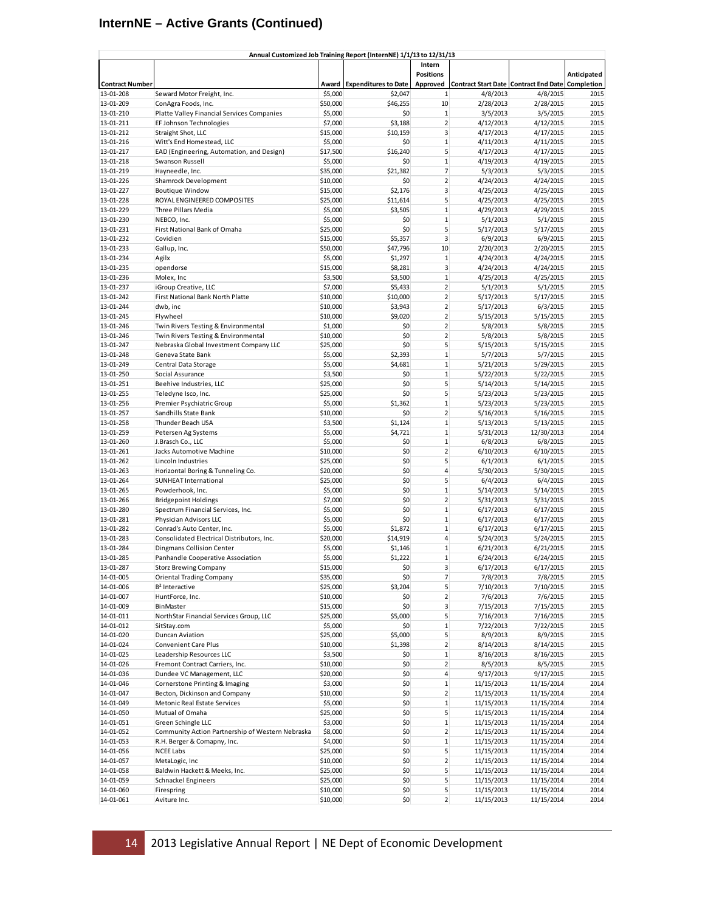# InternNE – Active Grants (Continued)

| Annual Customized Job Training Report (InternNE) 1/1/13 to 12/31/13 | | | | | | | |
|---|---|---|---|---|---|---|---|
| Contract Number | | Award | Expenditures to Date | Intern Positions Approved | Contract Start Date | Contract End Date | Anticipated Completion |
| 13-01-208 | Seward Motor Freight, Inc. | $5,000 | $2,047 | 1 | 4/8/2013 | 4/8/2015 | 2015 |
| 13-01-209 | ConAgra Foods, Inc. | $50,000 | $46,255 | 10 | 2/28/2013 | 2/28/2015 | 2015 |
| 13-01-210 | Platte Valley Financial Services Companies | $5,000 | $0 | 1 | 3/5/2013 | 3/5/2015 | 2015 |
| 13-01-211 | EF Johnson Technologies | $7,000 | $3,188 | 2 | 4/12/2013 | 4/12/2015 | 2015 |
| 13-01-212 | Straight Shot, LLC | $15,000 | $10,159 | 3 | 4/17/2013 | 4/17/2015 | 2015 |
| 13-01-216 | Witt's End Homestead, LLC | $5,000 | $0 | 1 | 4/11/2013 | 4/11/2015 | 2015 |
| 13-01-217 | EAD (Engineering, Automation, and Design) | $17,500 | $16,240 | 5 | 4/17/2013 | 4/17/2015 | 2015 |
| 13-01-218 | Swanson Russell | $5,000 | $0 | 1 | 4/19/2013 | 4/19/2015 | 2015 |
| 13-01-219 | Hayneedle, Inc. | $35,000 | $21,382 | 7 | 5/3/2013 | 5/3/2015 | 2015 |
| 13-01-226 | Shamrock Development | $10,000 | $0 | 2 | 4/24/2013 | 4/24/2015 | 2015 |
| 13-01-227 | Boutique Window | $15,000 | $2,176 | 3 | 4/25/2013 | 4/25/2015 | 2015 |
| 13-01-228 | ROYAL ENGINEERED COMPOSITES | $25,000 | $11,614 | 5 | 4/25/2013 | 4/25/2015 | 2015 |
| 13-01-229 | Three Pillars Media | $5,000 | $3,505 | 1 | 4/29/2013 | 4/29/2015 | 2015 |
| 13-01-230 | NEBCO, Inc. | $5,000 | $0 | 1 | 5/1/2013 | 5/1/2015 | 2015 |
| 13-01-231 | First National Bank of Omaha | $25,000 | $0 | 5 | 5/17/2013 | 5/17/2015 | 2015 |
| 13-01-232 | Covidien | $15,000 | $5,357 | 3 | 6/9/2013 | 6/9/2015 | 2015 |
| 13-01-233 | Gallup, Inc. | $50,000 | $47,796 | 10 | 2/20/2013 | 2/20/2015 | 2015 |
| 13-01-234 | Agilx | $5,000 | $1,297 | 1 | 4/24/2013 | 4/24/2015 | 2015 |
| 13-01-235 | opendorse | $15,000 | $8,281 | 3 | 4/24/2013 | 4/24/2015 | 2015 |
| 13-01-236 | Molex, Inc | $3,500 | $3,500 | 1 | 4/25/2013 | 4/25/2015 | 2015 |
| 13-01-237 | iGroup Creative, LLC | $7,000 | $5,433 | 2 | 5/1/2013 | 5/1/2015 | 2015 |
| 13-01-242 | First National Bank North Platte | $10,000 | $10,000 | 2 | 5/17/2013 | 5/17/2015 | 2015 |
| 13-01-244 | dwb, inc | $10,000 | $3,943 | 2 | 5/17/2013 | 6/3/2015 | 2015 |
| 13-01-245 | Flywheel | $10,000 | $9,020 | 2 | 5/15/2013 | 5/15/2015 | 2015 |
| 13-01-246 | Twin Rivers Testing & Environmental | $1,000 | $0 | 2 | 5/8/2013 | 5/8/2015 | 2015 |
| 13-01-246 | Twin Rivers Testing & Environmental | $10,000 | $0 | 2 | 5/8/2013 | 5/8/2015 | 2015 |
| 13-01-247 | Nebraska Global Investment Company LLC | $25,000 | $0 | 5 | 5/15/2013 | 5/15/2015 | 2015 |
| 13-01-248 | Geneva State Bank | $5,000 | $2,393 | 1 | 5/7/2013 | 5/7/2015 | 2015 |
| 13-01-249 | Central Data Storage | $5,000 | $4,681 | 1 | 5/21/2013 | 5/29/2015 | 2015 |
| 13-01-250 | Social Assurance | $3,500 | $0 | 1 | 5/22/2013 | 5/22/2015 | 2015 |
| 13-01-251 | Beehive Industries, LLC | $25,000 | $0 | 5 | 5/14/2013 | 5/14/2015 | 2015 |
| 13-01-255 | Teledyne Isco, Inc. | $25,000 | $0 | 5 | 5/23/2013 | 5/23/2015 | 2015 |
| 13-01-256 | Premier Psychiatric Group | $5,000 | $1,362 | 1 | 5/23/2013 | 5/23/2015 | 2015 |
| 13-01-257 | Sandhills State Bank | $10,000 | $0 | 2 | 5/16/2013 | 5/16/2015 | 2015 |
| 13-01-258 | Thunder Beach USA | $3,500 | $1,124 | 1 | 5/13/2013 | 5/13/2015 | 2015 |
| 13-01-259 | Petersen Ag Systems | $5,000 | $4,721 | 1 | 5/31/2013 | 12/30/2013 | 2014 |
| 13-01-260 | J.Brasch Co., LLC | $5,000 | $0 | 1 | 6/8/2013 | 6/8/2015 | 2015 |
| 13-01-261 | Jacks Automotive Machine | $10,000 | $0 | 2 | 6/10/2013 | 6/10/2015 | 2015 |
| 13-01-262 | Lincoln Industries | $25,000 | $0 | 5 | 6/1/2013 | 6/1/2015 | 2015 |
| 13-01-263 | Horizontal Boring & Tunneling Co. | $20,000 | $0 | 4 | 5/30/2013 | 5/30/2015 | 2015 |
| 13-01-264 | SUNHEAT International | $25,000 | $0 | 5 | 6/4/2013 | 6/4/2015 | 2015 |
| 13-01-265 | Powderhook, Inc. | $5,000 | $0 | 1 | 5/14/2013 | 5/14/2015 | 2015 |
| 13-01-266 | Bridgepoint Holdings | $7,000 | $0 | 2 | 5/31/2013 | 5/31/2015 | 2015 |
| 13-01-280 | Spectrum Financial Services, Inc. | $5,000 | $0 | 1 | 6/17/2013 | 6/17/2015 | 2015 |
| 13-01-281 | Physician Advisors LLC | $5,000 | $0 | 1 | 6/17/2013 | 6/17/2015 | 2015 |
| 13-01-282 | Conrad's Auto Center, Inc. | $5,000 | $1,872 | 1 | 6/17/2013 | 6/17/2015 | 2015 |
| 13-01-283 | Consolidated Electrical Distributors, Inc. | $20,000 | $14,919 | 4 | 5/24/2013 | 5/24/2015 | 2015 |
| 13-01-284 | Dingmans Collision Center | $5,000 | $1,146 | 1 | 6/21/2013 | 6/21/2015 | 2015 |
| 13-01-285 | Panhandle Cooperative Association | $5,000 | $1,222 | 1 | 6/24/2013 | 6/24/2015 | 2015 |
| 13-01-287 | Storz Brewing Company | $15,000 | $0 | 3 | 6/17/2013 | 6/17/2015 | 2015 |
| 14-01-005 | Oriental Trading Company | $35,000 | $0 | 7 | 7/8/2013 | 7/8/2015 | 2015 |
| 14-01-006 | B² Interactive | $25,000 | $3,204 | 5 | 7/10/2013 | 7/10/2015 | 2015 |
| 14-01-007 | HuntForce, Inc. | $10,000 | $0 | 2 | 7/6/2013 | 7/6/2015 | 2015 |
| 14-01-009 | BinMaster | $15,000 | $0 | 3 | 7/15/2013 | 7/15/2015 | 2015 |
| 14-01-011 | NorthStar Financial Services Group, LLC | $25,000 | $5,000 | 5 | 7/16/2013 | 7/16/2015 | 2015 |
| 14-01-012 | SitStay.com | $5,000 | $0 | 1 | 7/22/2013 | 7/22/2015 | 2015 |
| 14-01-020 | Duncan Aviation | $25,000 | $5,000 | 5 | 8/9/2013 | 8/9/2015 | 2015 |
| 14-01-024 | Convenient Care Plus | $10,000 | $1,398 | 2 | 8/14/2013 | 8/14/2015 | 2015 |
| 14-01-025 | Leadership Resources LLC | $3,500 | $0 | 1 | 8/16/2013 | 8/16/2015 | 2015 |
| 14-01-026 | Fremont Contract Carriers, Inc. | $10,000 | $0 | 2 | 8/5/2013 | 8/5/2015 | 2015 |
| 14-01-036 | Dundee VC Management, LLC | $20,000 | $0 | 4 | 9/17/2013 | 9/17/2015 | 2015 |
| 14-01-046 | Cornerstone Printing & Imaging | $3,000 | $0 | 1 | 11/15/2013 | 11/15/2014 | 2014 |
| 14-01-047 | Becton, Dickinson and Company | $10,000 | $0 | 2 | 11/15/2013 | 11/15/2014 | 2014 |
| 14-01-049 | Metonic Real Estate Services | $5,000 | $0 | 1 | 11/15/2013 | 11/15/2014 | 2014 |
| 14-01-050 | Mutual of Omaha | $25,000 | $0 | 5 | 11/15/2013 | 11/15/2014 | 2014 |
| 14-01-051 | Green Schingle LLC | $3,000 | $0 | 1 | 11/15/2013 | 11/15/2014 | 2014 |
| 14-01-052 | Community Action Partnership of Western Nebraska | $8,000 | $0 | 2 | 11/15/2013 | 11/15/2014 | 2014 |
| 14-01-053 | R.H. Berger & Comapny, Inc. | $4,000 | $0 | 1 | 11/15/2013 | 11/15/2014 | 2014 |
| 14-01-056 | NCEE Labs | $25,000 | $0 | 5 | 11/15/2013 | 11/15/2014 | 2014 |
| 14-01-057 | MetaLogic, Inc | $10,000 | $0 | 2 | 11/15/2013 | 11/15/2014 | 2014 |
| 14-01-058 | Baldwin Hackett & Meeks, Inc. | $25,000 | $0 | 5 | 11/15/2013 | 11/15/2014 | 2014 |
| 14-01-059 | Schnackel Engineers | $25,000 | $0 | 5 | 11/15/2013 | 11/15/2014 | 2014 |
| 14-01-060 | Firespring | $10,000 | $0 | 5 | 11/15/2013 | 11/15/2014 | 2014 |
| 14-01-061 | Aviture Inc. | $10,000 | $0 | 2 | 11/15/2013 | 11/15/2014 | 2014 |

2013 Legislative Annual Report | NE Dept of Economic Development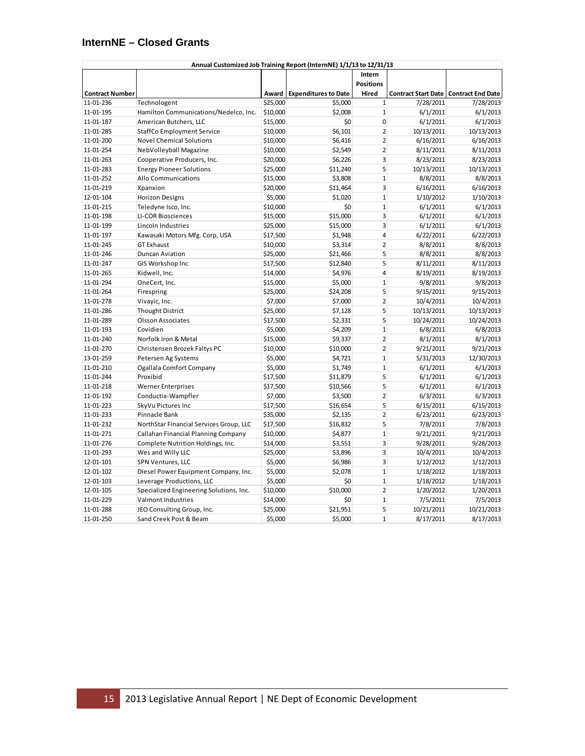## InternNE – Closed Grants

| Annual Customized Job Training Report (InternNE) 1/1/13 to 12/31/13 | | | | | | |
|---|---|---|---|---|---|---|
| Contract Number | | Award | Expenditures to Date | Intern Positions Hired | Contract Start Date | Contract End Date |
| 11-01-236 | Technologent | $25,000 | $5,000 | 1 | 7/28/2011 | 7/28/2013 |
| 11-01-195 | Hamilton Communications/Nedelco, Inc. | $10,000 | $2,008 | 1 | 6/1/2011 | 6/1/2013 |
| 11-01-187 | American Butchers, LLC | $15,000 | $0 | 0 | 6/1/2011 | 6/1/2013 |
| 11-01-285 | StaffCo Employment Service | $10,000 | $6,101 | 2 | 10/13/2011 | 10/13/2013 |
| 11-01-200 | Novel Chemical Solutions | $10,000 | $6,416 | 2 | 6/16/2011 | 6/16/2013 |
| 11-01-254 | NebVolleyball Magazine | $10,000 | $2,549 | 2 | 8/11/2011 | 8/11/2013 |
| 11-01-263 | Cooperative Producers, Inc. | $20,000 | $6,226 | 3 | 8/23/2011 | 8/23/2013 |
| 11-01-283 | Energy Pioneer Solutions | $25,000 | $11,240 | 5 | 10/13/2011 | 10/13/2013 |
| 11-01-252 | Allo Communications | $15,000 | $3,808 | 1 | 8/8/2011 | 8/8/2013 |
| 11-01-219 | Xpanxion | $20,000 | $11,464 | 3 | 6/16/2011 | 6/16/2013 |
| 12-01-104 | Horizon Designs | $5,000 | $1,020 | 1 | 1/10/2012 | 1/10/2013 |
| 11-01-215 | Teledyne Isco, Inc. | $10,000 | $0 | 1 | 6/1/2011 | 6/1/2013 |
| 11-01-198 | LI-COR Biosciences | $15,000 | $15,000 | 3 | 6/1/2011 | 6/1/2013 |
| 11-01-199 | Lincoln Industries | $25,000 | $15,000 | 3 | 6/1/2011 | 6/1/2013 |
| 11-01-197 | Kawasaki Motors Mfg. Corp, USA | $17,500 | $1,948 | 4 | 6/22/2011 | 6/22/2013 |
| 11-01-245 | GT Exhaust | $10,000 | $3,314 | 2 | 8/8/2011 | 8/8/2013 |
| 11-01-246 | Duncan Aviation | $25,000 | $21,466 | 5 | 8/8/2011 | 8/8/2013 |
| 11-01-247 | GIS Workshop Inc | $17,500 | $12,840 | 5 | 8/11/2011 | 8/11/2013 |
| 11-01-265 | Kidwell, Inc. | $14,000 | $4,976 | 4 | 8/19/2011 | 8/19/2013 |
| 11-01-294 | OneCert, Inc. | $15,000 | $5,000 | 1 | 9/8/2011 | 9/8/2013 |
| 11-01-264 | Firespring | $25,000 | $24,208 | 5 | 9/15/2011 | 9/15/2013 |
| 11-01-278 | Vivayic, Inc. | $7,000 | $7,000 | 2 | 10/4/2011 | 10/4/2013 |
| 11-01-286 | Thought District | $25,000 | $7,128 | 5 | 10/13/2011 | 10/13/2013 |
| 11-01-289 | Olsson Associates | $17,500 | $2,331 | 5 | 10/24/2011 | 10/24/2013 |
| 11-01-193 | Covidien | $5,000 | $4,209 | 1 | 6/8/2011 | 6/8/2013 |
| 11-01-240 | Norfolk Iron & Metal | $15,000 | $9,337 | 2 | 8/1/2011 | 8/1/2013 |
| 11-01-270 | Christensen Brozek Faltys PC | $10,000 | $10,000 | 2 | 9/21/2011 | 9/21/2013 |
| 13-01-259 | Petersen Ag Systems | $5,000 | $4,721 | 1 | 5/31/2013 | 12/30/2013 |
| 11-01-210 | Ogallala Comfort Company | $5,000 | $1,749 | 1 | 6/1/2011 | 6/1/2013 |
| 11-01-244 | Proxibid | $17,500 | $11,879 | 5 | 6/1/2011 | 6/1/2013 |
| 11-01-218 | Werner Enterprises | $17,500 | $10,566 | 5 | 6/1/2011 | 6/1/2013 |
| 11-01-192 | Conductix-Wampfler | $7,000 | $3,500 | 2 | 6/3/2011 | 6/3/2013 |
| 11-01-223 | SkyVu Pictures Inc | $17,500 | $16,654 | 5 | 6/15/2011 | 6/15/2013 |
| 11-01-233 | Pinnacle Bank | $35,000 | $2,135 | 2 | 6/23/2011 | 6/23/2013 |
| 11-01-232 | NorthStar Financial Services Group, LLC | $17,500 | $16,832 | 5 | 7/8/2011 | 7/8/2013 |
| 11-01-271 | Callahan Financial Planning Company | $10,000 | $4,877 | 1 | 9/21/2011 | 9/21/2013 |
| 11-01-276 | Complete Nutrition Holdings, Inc. | $14,000 | $3,551 | 3 | 9/28/2011 | 9/28/2013 |
| 11-01-293 | Wes and Willy LLC | $25,000 | $3,896 | 3 | 10/4/2011 | 10/4/2013 |
| 12-01-101 | SPN Ventures, LLC | $5,000 | $6,986 | 3 | 1/12/2012 | 1/12/2013 |
| 12-01-102 | Diesel Power Equipment Company, Inc. | $5,000 | $2,078 | 1 | 1/18/2012 | 1/18/2013 |
| 12-01-103 | Leverage Productions, LLC | $5,000 | $0 | 1 | 1/18/2012 | 1/18/2013 |
| 12-01-105 | Specialized Engineering Solutions, Inc. | $10,000 | $10,000 | 2 | 1/20/2012 | 1/20/2013 |
| 11-01-229 | Valmont Industries | $14,000 | $0 | 1 | 7/5/2011 | 7/5/2013 |
| 11-01-288 | JEO Consulting Group, Inc. | $25,000 | $21,951 | 5 | 10/21/2011 | 10/21/2013 |
| 11-01-250 | Sand Creek Post & Beam | $5,000 | $5,000 | 1 | 8/17/2011 | 8/17/2013 |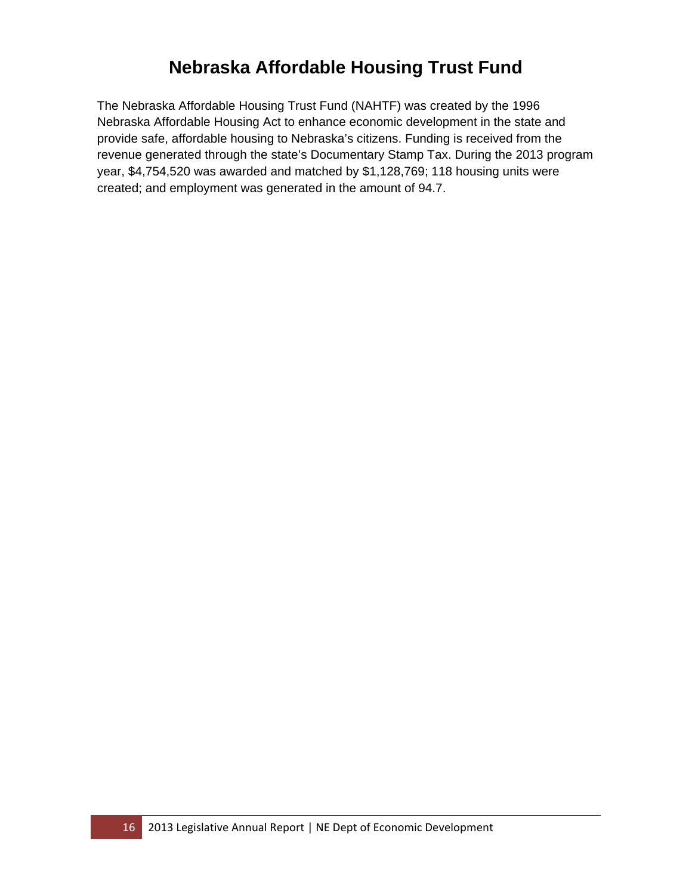# Nebraska Affordable Housing Trust Fund

The Nebraska Affordable Housing Trust Fund (NAHTF) was created by the 1996 Nebraska Affordable Housing Act to enhance economic development in the state and provide safe, affordable housing to Nebraska's citizens. Funding is received from the revenue generated through the state's Documentary Stamp Tax. During the 2013 program year, $4,754,520 was awarded and matched by $1,128,769; 118 housing units were created; and employment was generated in the amount of 94.7.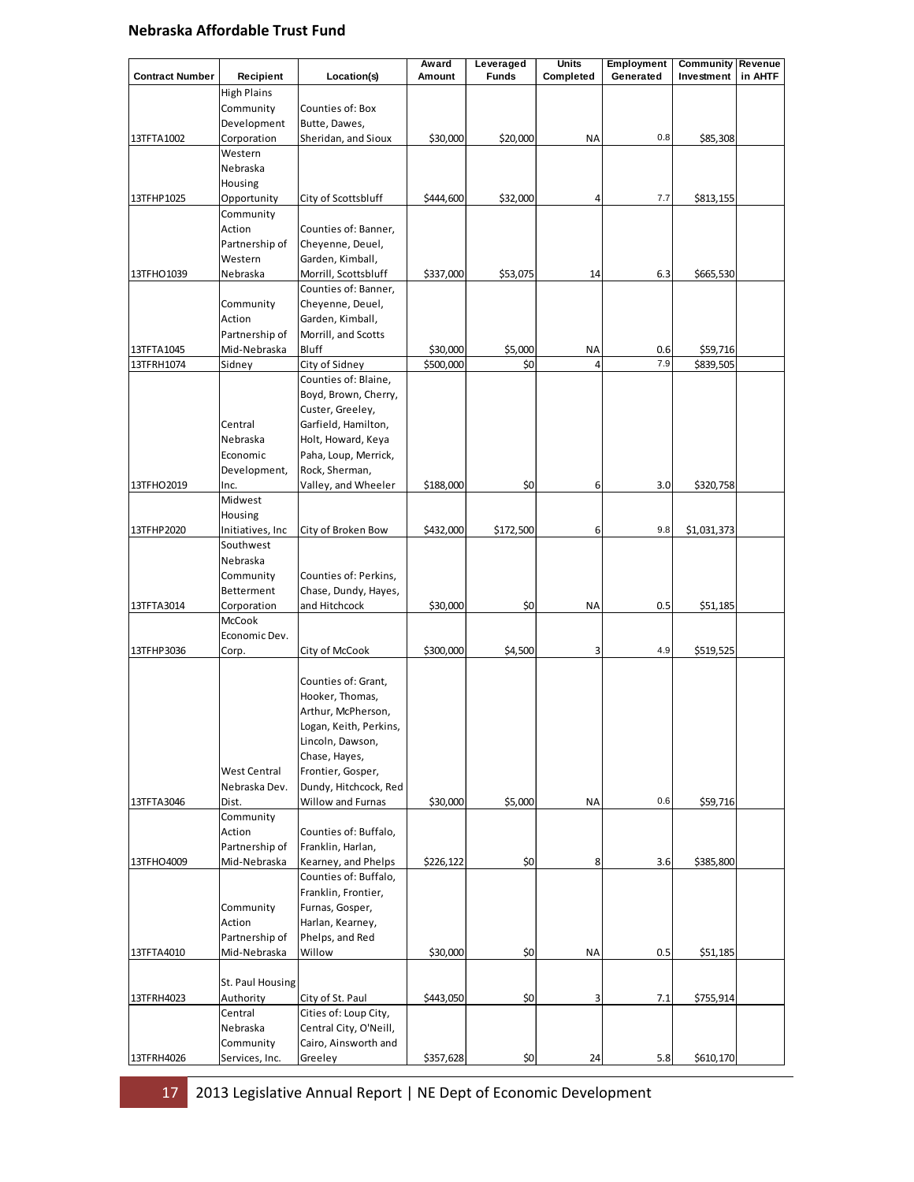## Nebraska Affordable Trust Fund

| Contract Number | Recipient | Location(s) | Award Amount | Leveraged Funds | Units Completed | Employment Generated | Community Investment | Revenue in AHTF |
|---|---|---|---|---|---|---|---|---|
| 13TFTA1002 | High Plains Community Development Corporation | Counties of: Box Butte, Dawes, Sheridan, and Sioux | $30,000 | $20,000 | NA | 0.8 | $85,308 | |
| 13TFHP1025 | Western Nebraska Housing Opportunity | City of Scottsbluff | $444,600 | $32,000 | 4 | 7.7 | $813,155 | |
| 13TFHO1039 | Community Action Partnership of Western Nebraska | Counties of: Banner, Cheyenne, Deuel, Garden, Kimball, Morrill, Scottsbluff | $337,000 | $53,075 | 14 | 6.3 | $665,530 | |
| 13TFTA1045 | Community Action Partnership of Mid-Nebraska | Counties of: Banner, Cheyenne, Deuel, Garden, Kimball, Morrill, and Scotts Bluff | $30,000 | $5,000 | NA | 0.6 | $59,716 | |
| 13TFRH1074 | Sidney | City of Sidney | $500,000 | $0 | 4 | 7.9 | $839,505 | |
| 13TFHO2019 | Central Nebraska Economic Development, Inc. | Counties of: Blaine, Boyd, Brown, Cherry, Custer, Greeley, Garfield, Hamilton, Holt, Howard, Keya Paha, Loup, Merrick, Rock, Sherman, Valley, and Wheeler | $188,000 | $0 | 6 | 3.0 | $320,758 | |
| 13TFHP2020 | Midwest Housing Initiatives, Inc | City of Broken Bow | $432,000 | $172,500 | 6 | 9.8 | $1,031,373 | |
| 13TFTA3014 | Southwest Nebraska Community Betterment Corporation | Counties of: Perkins, Chase, Dundy, Hayes, and Hitchcock | $30,000 | $0 | NA | 0.5 | $51,185 | |
| 13TFHP3036 | McCook Economic Dev. Corp. | City of McCook | $300,000 | $4,500 | 3 | 4.9 | $519,525 | |
| 13TFTA3046 | West Central Nebraska Dev. Dist. | Counties of: Grant, Hooker, Thomas, Arthur, McPherson, Logan, Keith, Perkins, Lincoln, Dawson, Chase, Hayes, Frontier, Gosper, Dundy, Hitchcock, Red Willow and Furnas | $30,000 | $5,000 | NA | 0.6 | $59,716 | |
| 13TFHO4009 | Community Action Partnership of Mid-Nebraska | Counties of: Buffalo, Franklin, Harlan, Kearney, and Phelps | $226,122 | $0 | 8 | 3.6 | $385,800 | |
| 13TFTA4010 | Community Action Partnership of Mid-Nebraska | Counties of: Buffalo, Franklin, Frontier, Furnas, Gosper, Harlan, Kearney, Phelps, and Red Willow | $30,000 | $0 | NA | 0.5 | $51,185 | |
| 13TFRH4023 | St. Paul Housing Authority | City of St. Paul | $443,050 | $0 | 3 | 7.1 | $755,914 | |
| 13TFRH4026 | Central Nebraska Community Services, Inc. | Cities of: Loup City, Central City, O'Neill, Cairo, Ainsworth and Greeley | $357,628 | $0 | 24 | 5.8 | $610,170 | |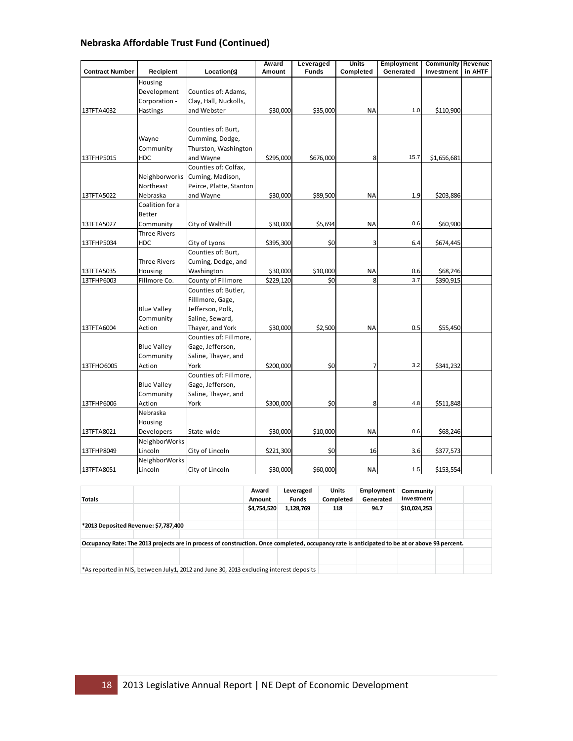## Nebraska Affordable Trust Fund (Continued)

| Contract Number | Recipient | Location(s) | Award Amount | Leveraged Funds | Units Completed | Employment Generated | Community Investment | Revenue in AHTF |
|---|---|---|---|---|---|---|---|---|
| 13TFTA4032 | Housing Development Corporation - Hastings | Counties of: Adams, Clay, Hall, Nuckolls, and Webster | $30,000 | $35,000 | NA | 1.0 | $110,900 | |
| 13TFHP5015 | Wayne Community HDC | Counties of: Burt, Cumming, Dodge, Thurston, Washington and Wayne | $295,000 | $676,000 | 8 | 15.7 | $1,656,681 | |
| 13TFTA5022 | Neighborworks Northeast Nebraska | Counties of: Colfax, Cuming, Madison, Peirce, Platte, Stanton and Wayne | $30,000 | $89,500 | NA | 1.9 | $203,886 | |
| 13TFTA5027 | Coalition for a Better Community | City of Walthill | $30,000 | $5,694 | NA | 0.6 | $60,900 | |
| 13TFHP5034 | Three Rivers HDC | City of Lyons | $395,300 | $0 | 3 | 6.4 | $674,445 | |
| 13TFTA5035 | Three Rivers Housing | Counties of: Burt, Cuming, Dodge, and Washington | $30,000 | $10,000 | NA | 0.6 | $68,246 | |
| 13TFHP6003 | Fillmore Co. | County of Fillmore | $229,120 | $0 | 8 | 3.7 | $390,915 | |
| 13TFTA6004 | Blue Valley Community Action | Counties of: Butler, Filllmore, Gage, Jefferson, Polk, Saline, Seward, Thayer, and York | $30,000 | $2,500 | NA | 0.5 | $55,450 | |
| 13TFHO6005 | Blue Valley Community Action | Counties of: Fillmore, Gage, Jefferson, Saline, Thayer, and York | $200,000 | $0 | 7 | 3.2 | $341,232 | |
| 13TFHP6006 | Blue Valley Community Action | Counties of: Fillmore, Gage, Jefferson, Saline, Thayer, and York | $300,000 | $0 | 8 | 4.8 | $511,848 | |
| 13TFTA8021 | Nebraska Housing Developers | State-wide | $30,000 | $10,000 | NA | 0.6 | $68,246 | |
| 13TFHP8049 | NeighborWorks Lincoln | City of Lincoln | $221,300 | $0 | 16 | 3.6 | $377,573 | |
| 13TFTA8051 | NeighborWorks Lincoln | City of Lincoln | $30,000 | $60,000 | NA | 1.5 | $153,554 | |

| Totals | Award Amount | Leveraged Funds | Units Completed | Employment Generated | Community Investment |
|---|---|---|---|---|---|
| | $4,754,520 | 1,128,769 | 118 | 94.7 | $10,024,253 |

**\*2013 Deposited Revenue: $7,787,400**

**Occupancy Rate: The 2013 projects are in process of construction. Once completed, occupancy rate is anticipated to be at or above 93 percent.**

*As reported in NIS, between July1, 2012 and June 30, 2013 excluding interest deposits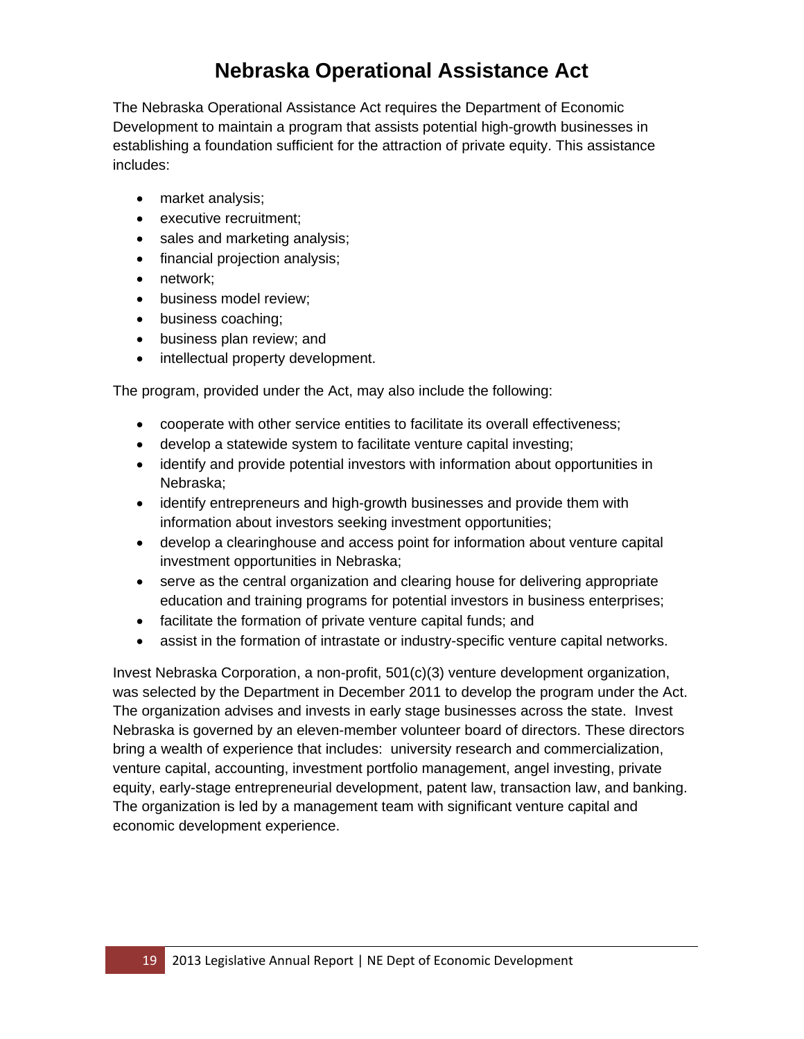# Nebraska Operational Assistance Act

The Nebraska Operational Assistance Act requires the Department of Economic Development to maintain a program that assists potential high-growth businesses in establishing a foundation sufficient for the attraction of private equity. This assistance includes:

- market analysis;
- executive recruitment;
- sales and marketing analysis;
- financial projection analysis;
- network;
- business model review;
- business coaching;
- business plan review; and
- intellectual property development.

The program, provided under the Act, may also include the following:

- cooperate with other service entities to facilitate its overall effectiveness;
- develop a statewide system to facilitate venture capital investing;
- identify and provide potential investors with information about opportunities in Nebraska;
- identify entrepreneurs and high-growth businesses and provide them with information about investors seeking investment opportunities;
- develop a clearinghouse and access point for information about venture capital investment opportunities in Nebraska;
- serve as the central organization and clearing house for delivering appropriate education and training programs for potential investors in business enterprises;
- facilitate the formation of private venture capital funds; and
- assist in the formation of intrastate or industry-specific venture capital networks.

Invest Nebraska Corporation, a non-profit, 501(c)(3) venture development organization, was selected by the Department in December 2011 to develop the program under the Act. The organization advises and invests in early stage businesses across the state. Invest Nebraska is governed by an eleven-member volunteer board of directors. These directors bring a wealth of experience that includes: university research and commercialization, venture capital, accounting, investment portfolio management, angel investing, private equity, early-stage entrepreneurial development, patent law, transaction law, and banking. The organization is led by a management team with significant venture capital and economic development experience.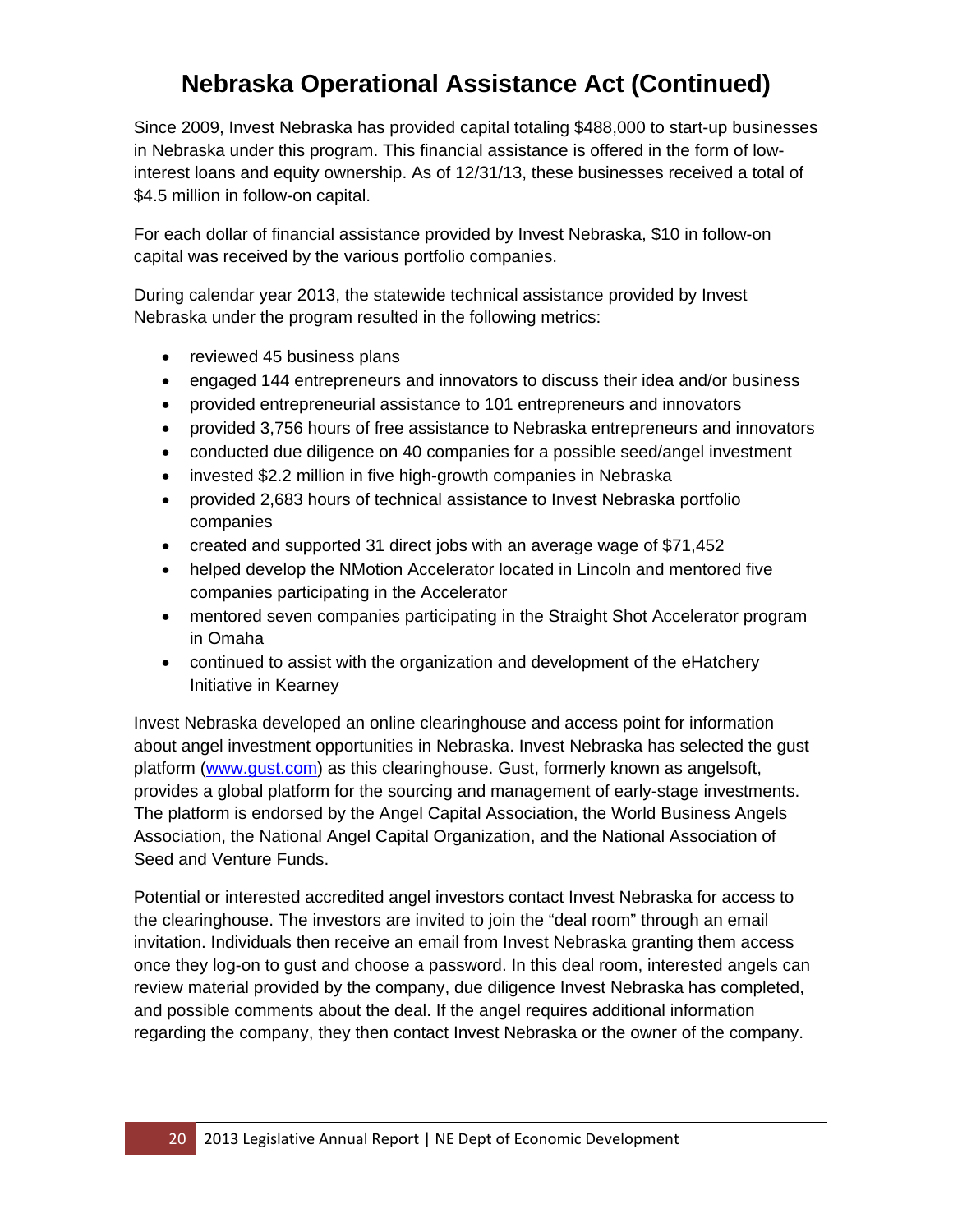# Nebraska Operational Assistance Act (Continued)

Since 2009, Invest Nebraska has provided capital totaling $488,000 to start-up businesses in Nebraska under this program. This financial assistance is offered in the form of low-interest loans and equity ownership. As of 12/31/13, these businesses received a total of $4.5 million in follow-on capital.

For each dollar of financial assistance provided by Invest Nebraska, $10 in follow-on capital was received by the various portfolio companies.

During calendar year 2013, the statewide technical assistance provided by Invest Nebraska under the program resulted in the following metrics:

- reviewed 45 business plans
- engaged 144 entrepreneurs and innovators to discuss their idea and/or business
- provided entrepreneurial assistance to 101 entrepreneurs and innovators
- provided 3,756 hours of free assistance to Nebraska entrepreneurs and innovators
- conducted due diligence on 40 companies for a possible seed/angel investment
- invested $2.2 million in five high-growth companies in Nebraska
- provided 2,683 hours of technical assistance to Invest Nebraska portfolio companies
- created and supported 31 direct jobs with an average wage of $71,452
- helped develop the NMotion Accelerator located in Lincoln and mentored five companies participating in the Accelerator
- mentored seven companies participating in the Straight Shot Accelerator program in Omaha
- continued to assist with the organization and development of the eHatchery Initiative in Kearney

Invest Nebraska developed an online clearinghouse and access point for information about angel investment opportunities in Nebraska. Invest Nebraska has selected the gust platform (www.gust.com) as this clearinghouse. Gust, formerly known as angelsoft, provides a global platform for the sourcing and management of early-stage investments. The platform is endorsed by the Angel Capital Association, the World Business Angels Association, the National Angel Capital Organization, and the National Association of Seed and Venture Funds.

Potential or interested accredited angel investors contact Invest Nebraska for access to the clearinghouse. The investors are invited to join the "deal room" through an email invitation. Individuals then receive an email from Invest Nebraska granting them access once they log-on to gust and choose a password. In this deal room, interested angels can review material provided by the company, due diligence Invest Nebraska has completed, and possible comments about the deal. If the angel requires additional information regarding the company, they then contact Invest Nebraska or the owner of the company.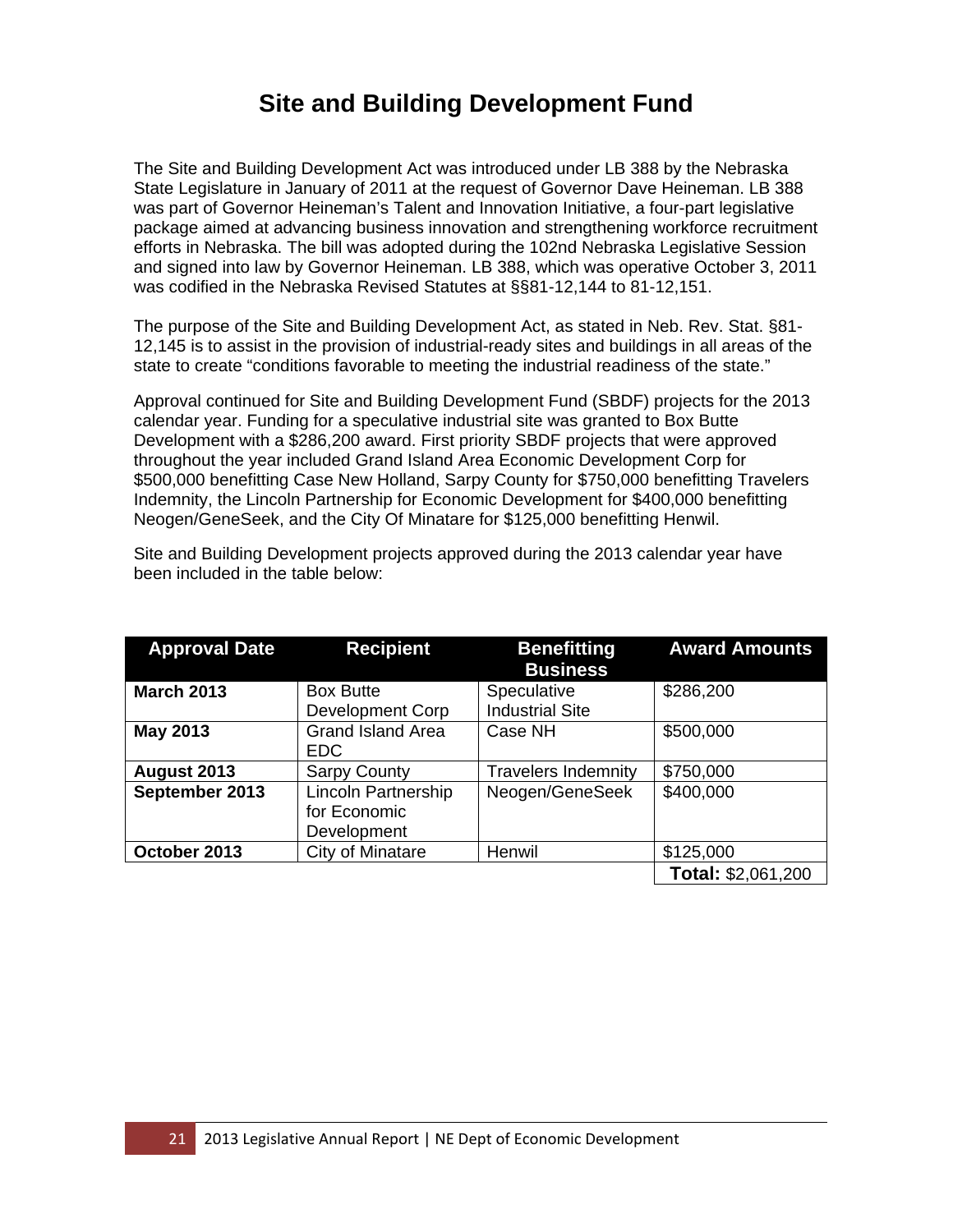# Site and Building Development Fund

The Site and Building Development Act was introduced under LB 388 by the Nebraska State Legislature in January of 2011 at the request of Governor Dave Heineman. LB 388 was part of Governor Heineman's Talent and Innovation Initiative, a four-part legislative package aimed at advancing business innovation and strengthening workforce recruitment efforts in Nebraska. The bill was adopted during the 102nd Nebraska Legislative Session and signed into law by Governor Heineman. LB 388, which was operative October 3, 2011 was codified in the Nebraska Revised Statutes at §§81-12,144 to 81-12,151.

The purpose of the Site and Building Development Act, as stated in Neb. Rev. Stat. §81-12,145 is to assist in the provision of industrial-ready sites and buildings in all areas of the state to create "conditions favorable to meeting the industrial readiness of the state."

Approval continued for Site and Building Development Fund (SBDF) projects for the 2013 calendar year. Funding for a speculative industrial site was granted to Box Butte Development with a $286,200 award. First priority SBDF projects that were approved throughout the year included Grand Island Area Economic Development Corp for $500,000 benefitting Case New Holland, Sarpy County for $750,000 benefitting Travelers Indemnity, the Lincoln Partnership for Economic Development for $400,000 benefitting Neogen/GeneSeek, and the City Of Minatare for $125,000 benefitting Henwil.

Site and Building Development projects approved during the 2013 calendar year have been included in the table below:

| Approval Date | Recipient | Benefitting Business | Award Amounts |
|---|---|---|---|
| **March 2013** | Box Butte Development Corp | Speculative Industrial Site | $286,200 |
| **May 2013** | Grand Island Area EDC | Case NH | $500,000 |
| **August 2013** | Sarpy County | Travelers Indemnity | $750,000 |
| **September 2013** | Lincoln Partnership for Economic Development | Neogen/GeneSeek | $400,000 |
| **October 2013** | City of Minatare | Henwil | $125,000 |
| | | | **Total:** $2,061,200 |